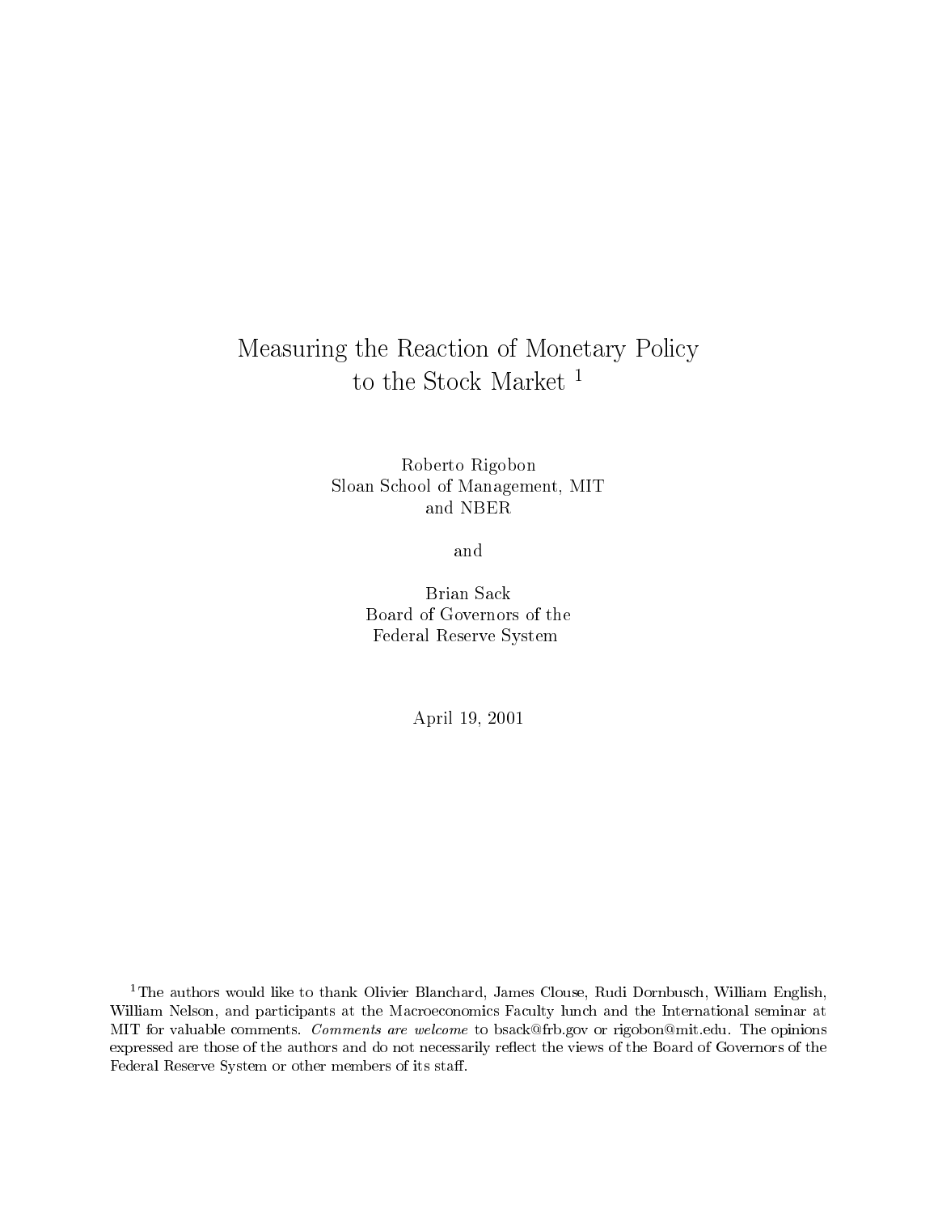# Measuring the Reaction of Monetary Policy to the Stock Market [1]

Roberto Rigobon
Sloan School of Management, MIT
and NBER

and

Brian Sack
Board of Governors of the
Federal Reserve System

April 19, 2001

[1] The authors would like to thank Olivier Blanchard, James Clouse, Rudi Dornbusch, William English, William Nelson, and participants at the Macroeconomics Faculty lunch and the International seminar at MIT for valuable comments. *Comments are welcome* to bsack@frb.gov or rigobon@mit.edu. The opinions expressed are those of the authors and do not necessarily reflect the views of the Board of Governors of the Federal Reserve System or other members of its staff.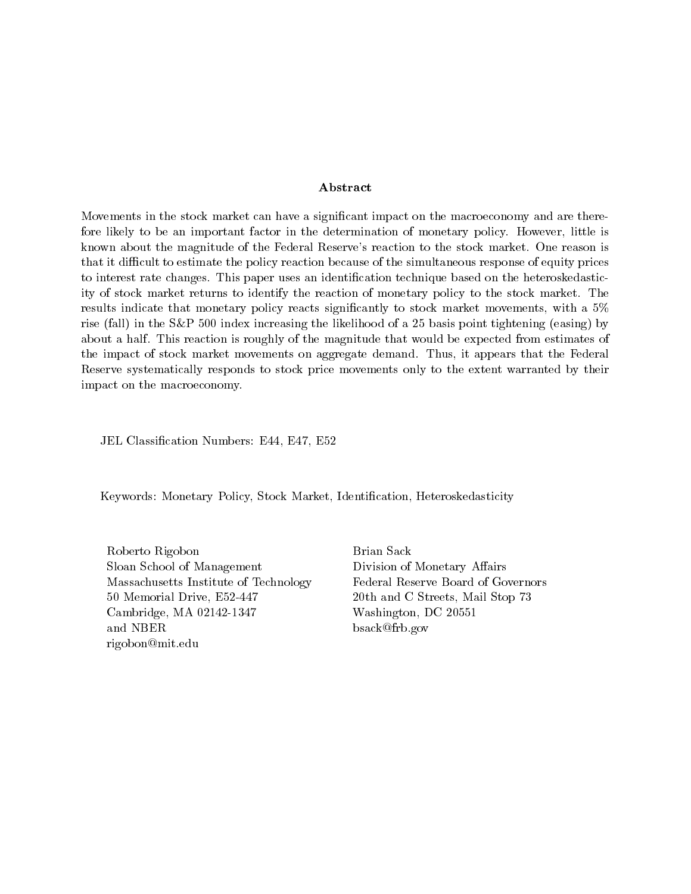## Abstract

Movements in the stock market can have a significant impact on the macroeconomy and are therefore likely to be an important factor in the determination of monetary policy. However, little is known about the magnitude of the Federal Reserve's reaction to the stock market. One reason is that it difficult to estimate the policy reaction because of the simultaneous response of equity prices to interest rate changes. This paper uses an identification technique based on the heteroskedasticity of stock market returns to identify the reaction of monetary policy to the stock market. The results indicate that monetary policy reacts significantly to stock market movements, with a 5% rise (fall) in the S&P 500 index increasing the likelihood of a 25 basis point tightening (easing) by about a half. This reaction is roughly of the magnitude that would be expected from estimates of the impact of stock market movements on aggregate demand. Thus, it appears that the Federal Reserve systematically responds to stock price movements only to the extent warranted by their impact on the macroeconomy.

JEL Classification Numbers: E44, E47, E52

Keywords: Monetary Policy, Stock Market, Identification, Heteroskedasticity

Roberto Rigobon
Sloan School of Management
Massachusetts Institute of Technology
50 Memorial Drive, E52-447
Cambridge, MA 02142-1347
and NBER
rigobon@mit.edu

Brian Sack
Division of Monetary Affairs
Federal Reserve Board of Governors
20th and C Streets, Mail Stop 73
Washington, DC 20551
bsack@frb.gov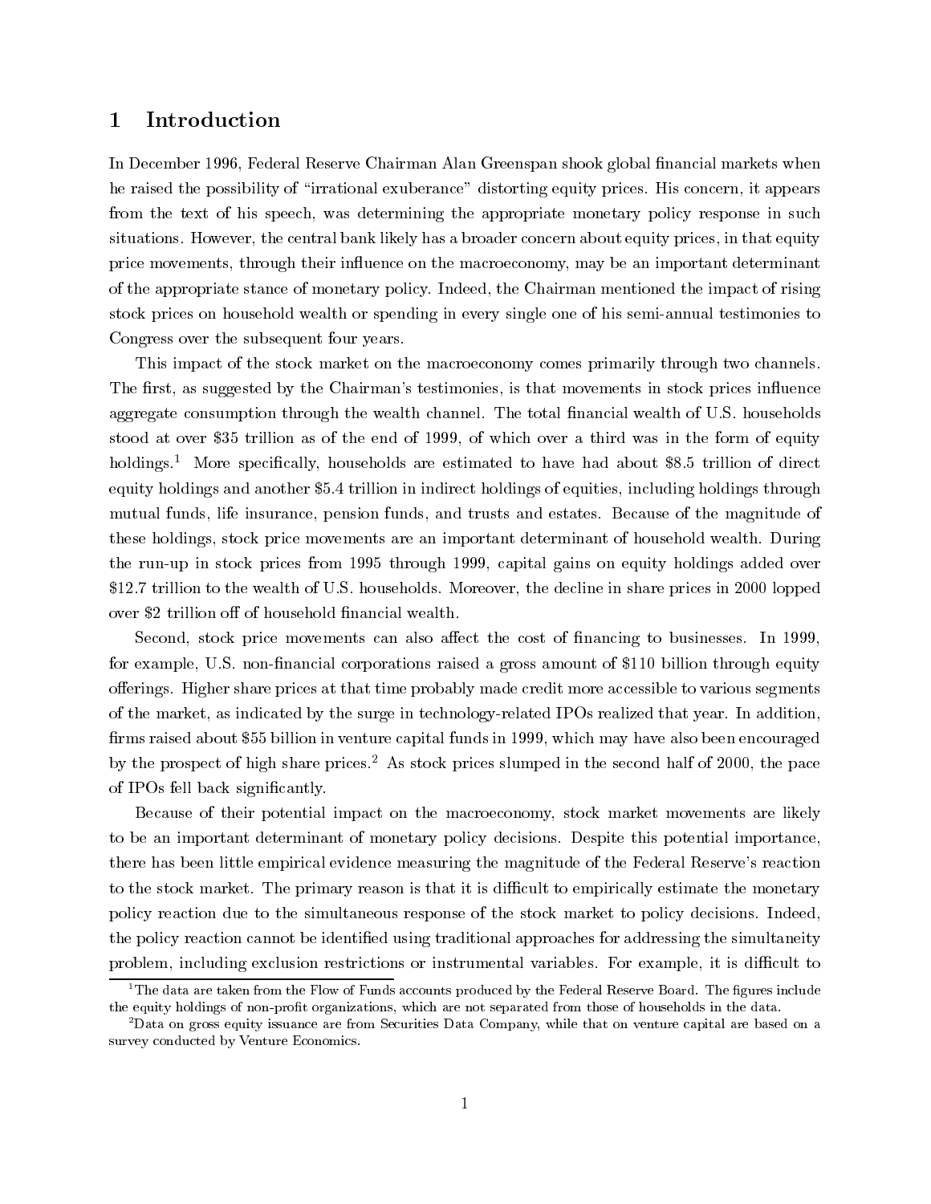# 1 Introduction

In December 1996, Federal Reserve Chairman Alan Greenspan shook global financial markets when he raised the possibility of "irrational exuberance" distorting equity prices. His concern, it appears from the text of his speech, was determining the appropriate monetary policy response in such situations. However, the central bank likely has a broader concern about equity prices, in that equity price movements, through their influence on the macroeconomy, may be an important determinant of the appropriate stance of monetary policy. Indeed, the Chairman mentioned the impact of rising stock prices on household wealth or spending in every single one of his semi-annual testimonies to Congress over the subsequent four years.

This impact of the stock market on the macroeconomy comes primarily through two channels. The first, as suggested by the Chairman's testimonies, is that movements in stock prices influence aggregate consumption through the wealth channel. The total financial wealth of U.S. households stood at over $35 trillion as of the end of 1999, of which over a third was in the form of equity holdings.[1] More specifically, households are estimated to have had about $8.5 trillion of direct equity holdings and another $5.4 trillion in indirect holdings of equities, including holdings through mutual funds, life insurance, pension funds, and trusts and estates. Because of the magnitude of these holdings, stock price movements are an important determinant of household wealth. During the run-up in stock prices from 1995 through 1999, capital gains on equity holdings added over $12.7 trillion to the wealth of U.S. households. Moreover, the decline in share prices in 2000 lopped over $2 trillion off of household financial wealth.

Second, stock price movements can also affect the cost of financing to businesses. In 1999, for example, U.S. non-financial corporations raised a gross amount of $110 billion through equity offerings. Higher share prices at that time probably made credit more accessible to various segments of the market, as indicated by the surge in technology-related IPOs realized that year. In addition, firms raised about $55 billion in venture capital funds in 1999, which may have also been encouraged by the prospect of high share prices.[2] As stock prices slumped in the second half of 2000, the pace of IPOs fell back significantly.

Because of their potential impact on the macroeconomy, stock market movements are likely to be an important determinant of monetary policy decisions. Despite this potential importance, there has been little empirical evidence measuring the magnitude of the Federal Reserve's reaction to the stock market. The primary reason is that it is difficult to empirically estimate the monetary policy reaction due to the simultaneous response of the stock market to policy decisions. Indeed, the policy reaction cannot be identified using traditional approaches for addressing the simultaneity problem, including exclusion restrictions or instrumental variables. For example, it is difficult to

[1] The data are taken from the Flow of Funds accounts produced by the Federal Reserve Board. The figures include the equity holdings of non-profit organizations, which are not separated from those of households in the data.

[2] Data on gross equity issuance are from Securities Data Company, while that on venture capital are based on a survey conducted by Venture Economics.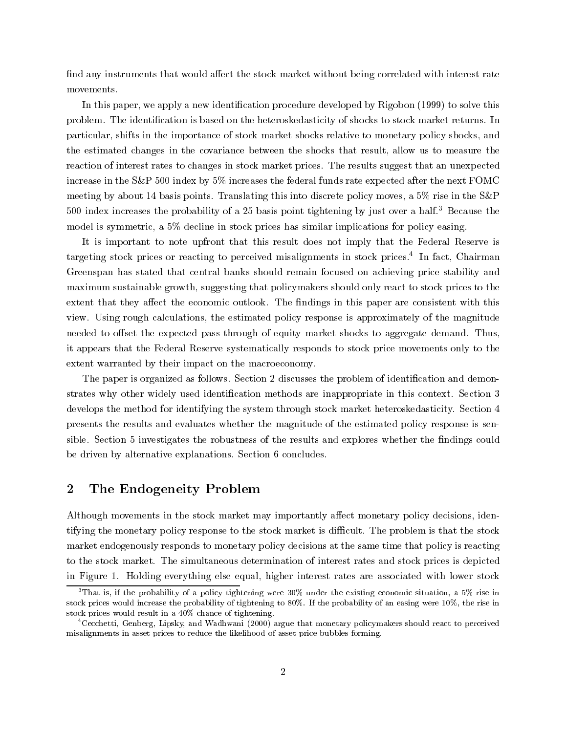find any instruments that would affect the stock market without being correlated with interest rate movements.

In this paper, we apply a new identification procedure developed by Rigobon (1999) to solve this problem. The identification is based on the heteroskedasticity of shocks to stock market returns. In particular, shifts in the importance of stock market shocks relative to monetary policy shocks, and the estimated changes in the covariance between the shocks that result, allow us to measure the reaction of interest rates to changes in stock market prices. The results suggest that an unexpected increase in the S&P 500 index by 5% increases the federal funds rate expected after the next FOMC meeting by about 14 basis points. Translating this into discrete policy moves, a 5% rise in the S&P 500 index increases the probability of a 25 basis point tightening by just over a half.[3] Because the model is symmetric, a 5% decline in stock prices has similar implications for policy easing.

It is important to note upfront that this result does not imply that the Federal Reserve is targeting stock prices or reacting to perceived misalignments in stock prices.[4] In fact, Chairman Greenspan has stated that central banks should remain focused on achieving price stability and maximum sustainable growth, suggesting that policymakers should only react to stock prices to the extent that they affect the economic outlook. The findings in this paper are consistent with this view. Using rough calculations, the estimated policy response is approximately of the magnitude needed to offset the expected pass-through of equity market shocks to aggregate demand. Thus, it appears that the Federal Reserve systematically responds to stock price movements only to the extent warranted by their impact on the macroeconomy.

The paper is organized as follows. Section 2 discusses the problem of identification and demonstrates why other widely used identification methods are inappropriate in this context. Section 3 develops the method for identifying the system through stock market heteroskedasticity. Section 4 presents the results and evaluates whether the magnitude of the estimated policy response is sensible. Section 5 investigates the robustness of the results and explores whether the findings could be driven by alternative explanations. Section 6 concludes.

## 2 The Endogeneity Problem

Although movements in the stock market may importantly affect monetary policy decisions, identifying the monetary policy response to the stock market is difficult. The problem is that the stock market endogenously responds to monetary policy decisions at the same time that policy is reacting to the stock market. The simultaneous determination of interest rates and stock prices is depicted in Figure 1. Holding everything else equal, higher interest rates are associated with lower stock

[3] That is, if the probability of a policy tightening were 30% under the existing economic situation, a 5% rise in stock prices would increase the probability of tightening to 80%. If the probability of an easing were 10%, the rise in stock prices would result in a 40% chance of tightening.

[4] Cecchetti, Genberg, Lipsky, and Wadhwani (2000) argue that monetary policymakers should react to perceived misalignments in asset prices to reduce the likelihood of asset price bubbles forming.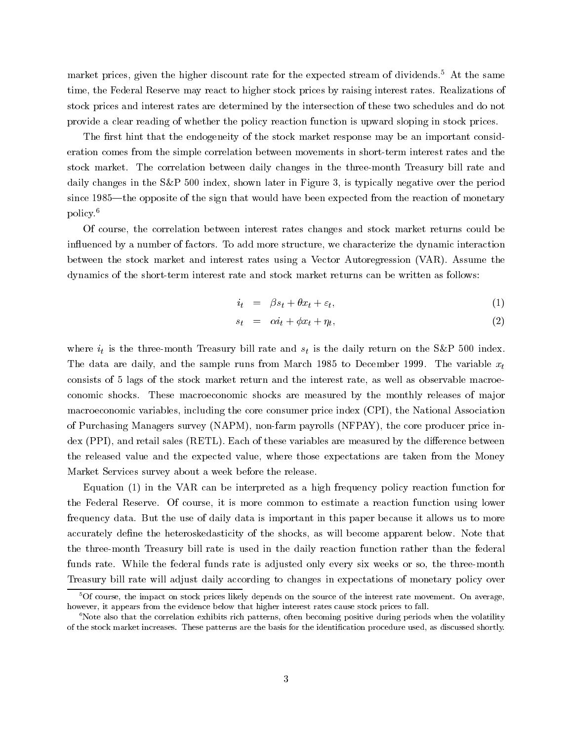market prices, given the higher discount rate for the expected stream of dividends.[5] At the same time, the Federal Reserve may react to higher stock prices by raising interest rates. Realizations of stock prices and interest rates are determined by the intersection of these two schedules and do not provide a clear reading of whether the policy reaction function is upward sloping in stock prices.

The first hint that the endogeneity of the stock market response may be an important consideration comes from the simple correlation between movements in short-term interest rates and the stock market. The correlation between daily changes in the three-month Treasury bill rate and daily changes in the S&P 500 index, shown later in Figure 3, is typically negative over the period since 1985—the opposite of the sign that would have been expected from the reaction of monetary policy.[6]

Of course, the correlation between interest rates changes and stock market returns could be influenced by a number of factors. To add more structure, we characterize the dynamic interaction between the stock market and interest rates using a Vector Autoregression (VAR). Assume the dynamics of the short-term interest rate and stock market returns can be written as follows:

$$i_t = \beta s_t + \theta x_t + \varepsilon_t, \tag{1}$$

$$s_t = \alpha i_t + \phi x_t + \eta_t, \tag{2}$$

where $i_t$ is the three-month Treasury bill rate and $s_t$ is the daily return on the S&P 500 index. The data are daily, and the sample runs from March 1985 to December 1999. The variable $x_t$ consists of 5 lags of the stock market return and the interest rate, as well as observable macroeconomic shocks. These macroeconomic shocks are measured by the monthly releases of major macroeconomic variables, including the core consumer price index (CPI), the National Association of Purchasing Managers survey (NAPM), non-farm payrolls (NFPAY), the core producer price index (PPI), and retail sales (RETL). Each of these variables are measured by the difference between the released value and the expected value, where those expectations are taken from the Money Market Services survey about a week before the release.

Equation (1) in the VAR can be interpreted as a high frequency policy reaction function for the Federal Reserve. Of course, it is more common to estimate a reaction function using lower frequency data. But the use of daily data is important in this paper because it allows us to more accurately define the heteroskedasticity of the shocks, as will become apparent below. Note that the three-month Treasury bill rate is used in the daily reaction function rather than the federal funds rate. While the federal funds rate is adjusted only every six weeks or so, the three-month Treasury bill rate will adjust daily according to changes in expectations of monetary policy over

[5] Of course, the impact on stock prices likely depends on the source of the interest rate movement. On average, however, it appears from the evidence below that higher interest rates cause stock prices to fall.

[6] Note also that the correlation exhibits rich patterns, often becoming positive during periods when the volatility of the stock market increases. These patterns are the basis for the identification procedure used, as discussed shortly.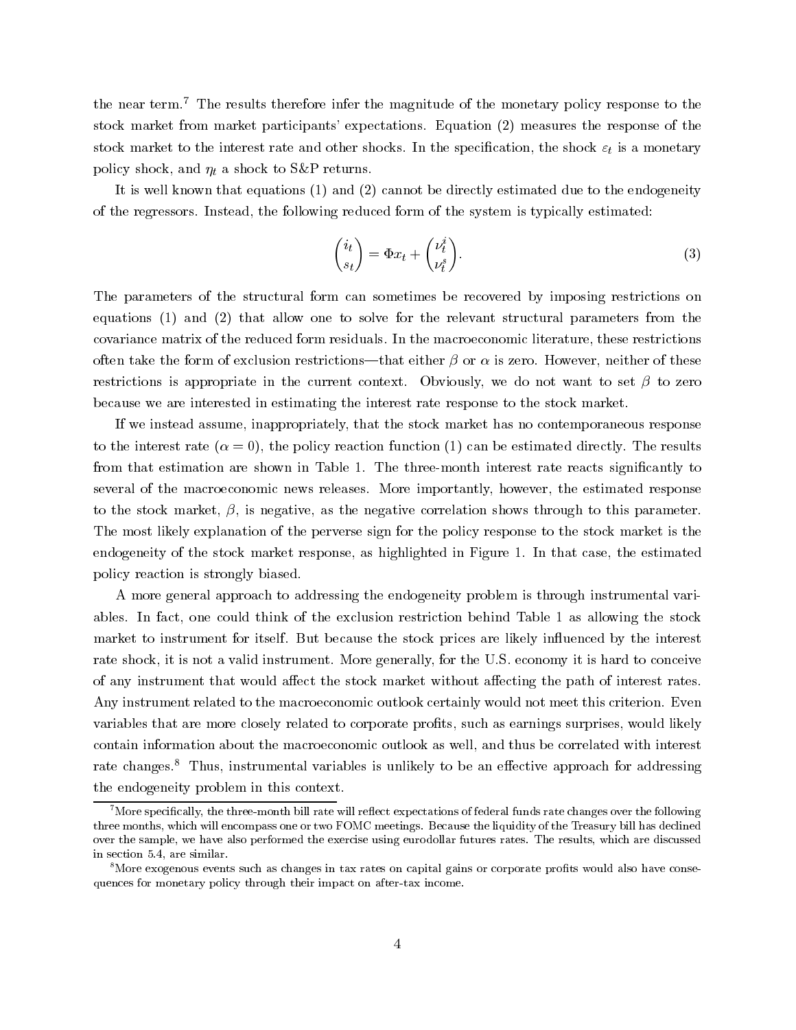the near term.[7] The results therefore infer the magnitude of the monetary policy response to the stock market from market participants' expectations. Equation (2) measures the response of the stock market to the interest rate and other shocks. In the specification, the shock $\varepsilon_t$ is a monetary policy shock, and $\eta_t$ a shock to S&P returns.

It is well known that equations (1) and (2) cannot be directly estimated due to the endogeneity of the regressors. Instead, the following reduced form of the system is typically estimated:

$$\begin{pmatrix} i_t \\ s_t \end{pmatrix} = \Phi x_t + \begin{pmatrix} \nu_t^i \\ \nu_t^s \end{pmatrix}. \tag{3}$$

The parameters of the structural form can sometimes be recovered by imposing restrictions on equations (1) and (2) that allow one to solve for the relevant structural parameters from the covariance matrix of the reduced form residuals. In the macroeconomic literature, these restrictions often take the form of exclusion restrictions—that either $\beta$ or $\alpha$ is zero. However, neither of these restrictions is appropriate in the current context. Obviously, we do not want to set $\beta$ to zero because we are interested in estimating the interest rate response to the stock market.

If we instead assume, inappropriately, that the stock market has no contemporaneous response to the interest rate ($\alpha = 0$), the policy reaction function (1) can be estimated directly. The results from that estimation are shown in Table 1. The three-month interest rate reacts significantly to several of the macroeconomic news releases. More importantly, however, the estimated response to the stock market, $\beta$, is negative, as the negative correlation shows through to this parameter. The most likely explanation of the perverse sign for the policy response to the stock market is the endogeneity of the stock market response, as highlighted in Figure 1. In that case, the estimated policy reaction is strongly biased.

A more general approach to addressing the endogeneity problem is through instrumental variables. In fact, one could think of the exclusion restriction behind Table 1 as allowing the stock market to instrument for itself. But because the stock prices are likely influenced by the interest rate shock, it is not a valid instrument. More generally, for the U.S. economy it is hard to conceive of any instrument that would affect the stock market without affecting the path of interest rates. Any instrument related to the macroeconomic outlook certainly would not meet this criterion. Even variables that are more closely related to corporate profits, such as earnings surprises, would likely contain information about the macroeconomic outlook as well, and thus be correlated with interest rate changes.[8] Thus, instrumental variables is unlikely to be an effective approach for addressing the endogeneity problem in this context.

[7] More specifically, the three-month bill rate will reflect expectations of federal funds rate changes over the following three months, which will encompass one or two FOMC meetings. Because the liquidity of the Treasury bill has declined over the sample, we have also performed the exercise using eurodollar futures rates. The results, which are discussed in section 5.4, are similar.

[8] More exogenous events such as changes in tax rates on capital gains or corporate profits would also have consequences for monetary policy through their impact on after-tax income.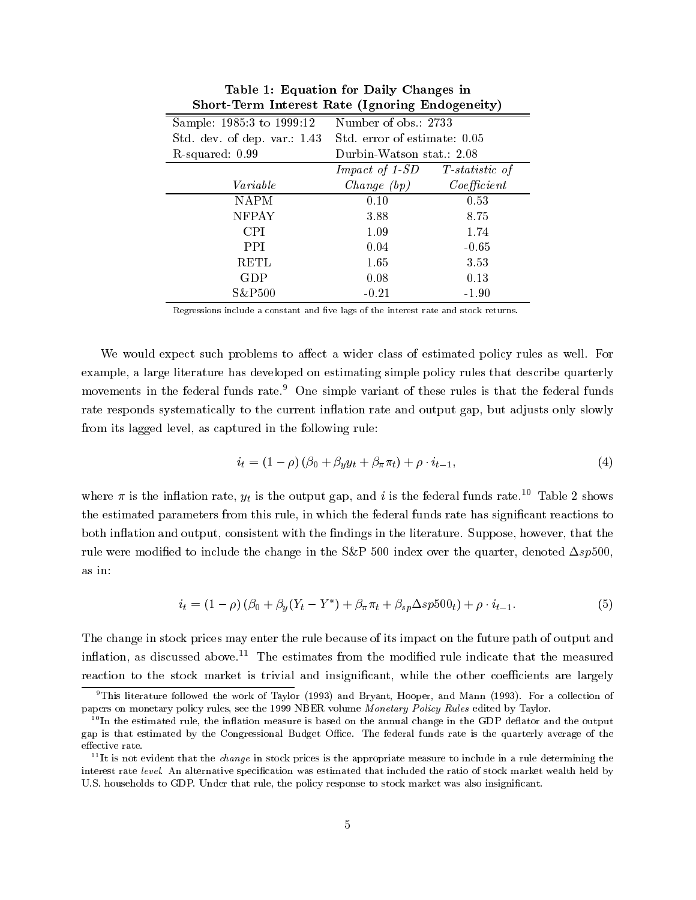**Table 1: Equation for Daily Changes in Short-Term Interest Rate (Ignoring Endogeneity)**

| Sample: 1985:3 to 1999:12 | Number of obs.: 2733 | |
|---|---|---|
| Std. dev. of dep. var.: 1.43 | Std. error of estimate: 0.05 | |
| R-squared: 0.99 | Durbin-Watson stat.: 2.08 | |
| *Variable* | *Impact of 1-SD Change (bp)* | *T-statistic of Coefficient* |
| NAPM | 0.10 | 0.53 |
| NFPAY | 3.88 | 8.75 |
| CPI | 1.09 | 1.74 |
| PPI | 0.04 | -0.65 |
| RETL | 1.65 | 3.53 |
| GDP | 0.08 | 0.13 |
| S&P500 | -0.21 | -1.90 |

Regressions include a constant and five lags of the interest rate and stock returns.

We would expect such problems to affect a wider class of estimated policy rules as well. For example, a large literature has developed on estimating simple policy rules that describe quarterly movements in the federal funds rate.[9] One simple variant of these rules is that the federal funds rate responds systematically to the current inflation rate and output gap, but adjusts only slowly from its lagged level, as captured in the following rule:

$$i_t = (1 - \rho)(\beta_0 + \beta_y y_t + \beta_\pi \pi_t) + \rho \cdot i_{t-1}, \tag{4}$$

where $\pi$ is the inflation rate, $y_t$ is the output gap, and $i$ is the federal funds rate.[10] Table 2 shows the estimated parameters from this rule, in which the federal funds rate has significant reactions to both inflation and output, consistent with the findings in the literature. Suppose, however, that the rule were modified to include the change in the S&P 500 index over the quarter, denoted $\Delta sp500$, as in:

$$i_t = (1 - \rho)(\beta_0 + \beta_y (Y_t - Y^*) + \beta_\pi \pi_t + \beta_{sp} \Delta sp500_t) + \rho \cdot i_{t-1}. \tag{5}$$

The change in stock prices may enter the rule because of its impact on the future path of output and inflation, as discussed above.[11] The estimates from the modified rule indicate that the measured reaction to the stock market is trivial and insignificant, while the other coefficients are largely

[9] This literature followed the work of Taylor (1993) and Bryant, Hooper, and Mann (1993). For a collection of papers on monetary policy rules, see the 1999 NBER volume *Monetary Policy Rules* edited by Taylor.

[10] In the estimated rule, the inflation measure is based on the annual change in the GDP deflator and the output gap is that estimated by the Congressional Budget Office. The federal funds rate is the quarterly average of the effective rate.

[11] It is not evident that the *change* in stock prices is the appropriate measure to include in a rule determining the interest rate *level*. An alternative specification was estimated that included the ratio of stock market wealth held by U.S. households to GDP. Under that rule, the policy response to stock market was also insignificant.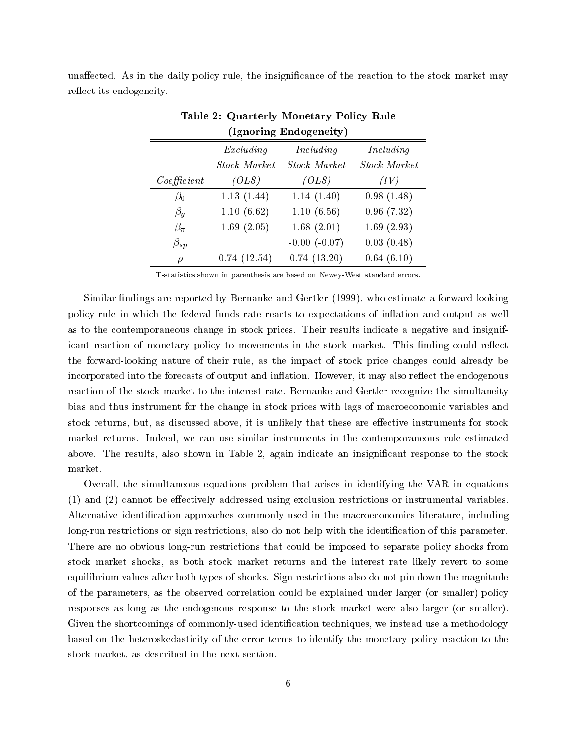unaffected. As in the daily policy rule, the insignificance of the reaction to the stock market may reflect its endogeneity.

**Table 2: Quarterly Monetary Policy Rule (Ignoring Endogeneity)**

| *Coefficient* | *Excluding Stock Market (OLS)* | *Including Stock Market (OLS)* | *Including Stock Market (IV)* |
|---|---|---|---|
| $\beta_0$ | 1.13 (1.44) | 1.14 (1.40) | 0.98 (1.48) |
| $\beta_y$ | 1.10 (6.62) | 1.10 (6.56) | 0.96 (7.32) |
| $\beta_\pi$ | 1.69 (2.05) | 1.68 (2.01) | 1.69 (2.93) |
| $\beta_{sp}$ | – | -0.00 (-0.07) | 0.03 (0.48) |
| $\rho$ | 0.74 (12.54) | 0.74 (13.20) | 0.64 (6.10) |

T-statistics shown in parenthesis are based on Newey-West standard errors.

Similar findings are reported by Bernanke and Gertler (1999), who estimate a forward-looking policy rule in which the federal funds rate reacts to expectations of inflation and output as well as to the contemporaneous change in stock prices. Their results indicate a negative and insignificant reaction of monetary policy to movements in the stock market. This finding could reflect the forward-looking nature of their rule, as the impact of stock price changes could already be incorporated into the forecasts of output and inflation. However, it may also reflect the endogenous reaction of the stock market to the interest rate. Bernanke and Gertler recognize the simultaneity bias and thus instrument for the change in stock prices with lags of macroeconomic variables and stock returns, but, as discussed above, it is unlikely that these are effective instruments for stock market returns. Indeed, we can use similar instruments in the contemporaneous rule estimated above. The results, also shown in Table 2, again indicate an insignificant response to the stock market.

Overall, the simultaneous equations problem that arises in identifying the VAR in equations (1) and (2) cannot be effectively addressed using exclusion restrictions or instrumental variables. Alternative identification approaches commonly used in the macroeconomics literature, including long-run restrictions or sign restrictions, also do not help with the identification of this parameter. There are no obvious long-run restrictions that could be imposed to separate policy shocks from stock market shocks, as both stock market returns and the interest rate likely revert to some equilibrium values after both types of shocks. Sign restrictions also do not pin down the magnitude of the parameters, as the observed correlation could be explained under larger (or smaller) policy responses as long as the endogenous response to the stock market were also larger (or smaller). Given the shortcomings of commonly-used identification techniques, we instead use a methodology based on the heteroskedasticity of the error terms to identify the monetary policy reaction to the stock market, as described in the next section.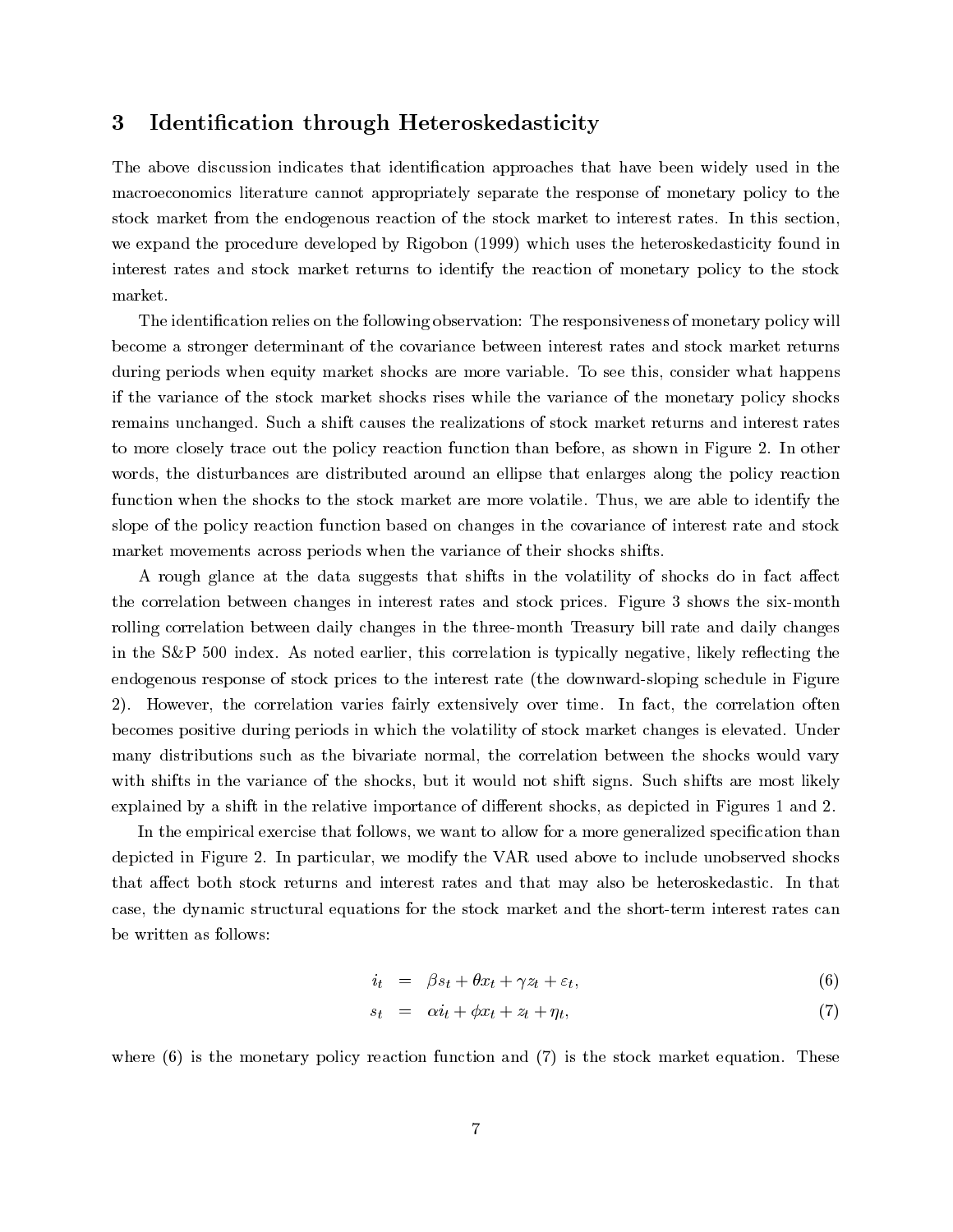## 3 Identification through Heteroskedasticity

The above discussion indicates that identification approaches that have been widely used in the macroeconomics literature cannot appropriately separate the response of monetary policy to the stock market from the endogenous reaction of the stock market to interest rates. In this section, we expand the procedure developed by Rigobon (1999) which uses the heteroskedasticity found in interest rates and stock market returns to identify the reaction of monetary policy to the stock market.

The identification relies on the following observation: The responsiveness of monetary policy will become a stronger determinant of the covariance between interest rates and stock market returns during periods when equity market shocks are more variable. To see this, consider what happens if the variance of the stock market shocks rises while the variance of the monetary policy shocks remains unchanged. Such a shift causes the realizations of stock market returns and interest rates to more closely trace out the policy reaction function than before, as shown in Figure 2. In other words, the disturbances are distributed around an ellipse that enlarges along the policy reaction function when the shocks to the stock market are more volatile. Thus, we are able to identify the slope of the policy reaction function based on changes in the covariance of interest rate and stock market movements across periods when the variance of their shocks shifts.

A rough glance at the data suggests that shifts in the volatility of shocks do in fact affect the correlation between changes in interest rates and stock prices. Figure 3 shows the six-month rolling correlation between daily changes in the three-month Treasury bill rate and daily changes in the S&P 500 index. As noted earlier, this correlation is typically negative, likely reflecting the endogenous response of stock prices to the interest rate (the downward-sloping schedule in Figure 2). However, the correlation varies fairly extensively over time. In fact, the correlation often becomes positive during periods in which the volatility of stock market changes is elevated. Under many distributions such as the bivariate normal, the correlation between the shocks would vary with shifts in the variance of the shocks, but it would not shift signs. Such shifts are most likely explained by a shift in the relative importance of different shocks, as depicted in Figures 1 and 2.

In the empirical exercise that follows, we want to allow for a more generalized specification than depicted in Figure 2. In particular, we modify the VAR used above to include unobserved shocks that affect both stock returns and interest rates and that may also be heteroskedastic. In that case, the dynamic structural equations for the stock market and the short-term interest rates can be written as follows:

$$i_t = \beta s_t + \theta x_t + \gamma z_t + \varepsilon_t, \tag{6}$$

$$s_t = \alpha i_t + \phi x_t + z_t + \eta_t, \tag{7}$$

where (6) is the monetary policy reaction function and (7) is the stock market equation. These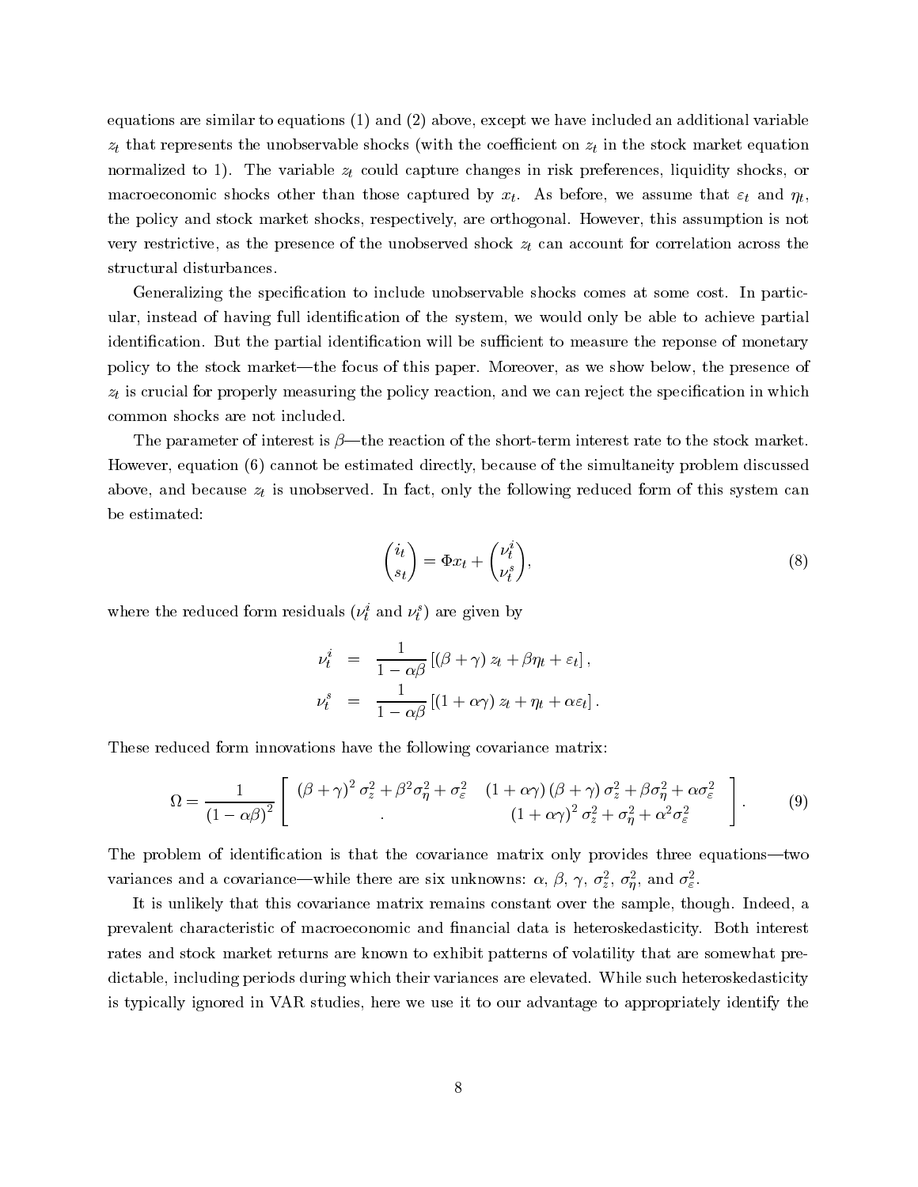equations are similar to equations (1) and (2) above, except we have included an additional variable $z_t$ that represents the unobservable shocks (with the coefficient on $z_t$ in the stock market equation normalized to 1). The variable $z_t$ could capture changes in risk preferences, liquidity shocks, or macroeconomic shocks other than those captured by $x_t$. As before, we assume that $\varepsilon_t$ and $\eta_t$, the policy and stock market shocks, respectively, are orthogonal. However, this assumption is not very restrictive, as the presence of the unobserved shock $z_t$ can account for correlation across the structural disturbances.

Generalizing the specification to include unobservable shocks comes at some cost. In particular, instead of having full identification of the system, we would only be able to achieve partial identification. But the partial identification will be sufficient to measure the reponse of monetary policy to the stock market—the focus of this paper. Moreover, as we show below, the presence of $z_t$ is crucial for properly measuring the policy reaction, and we can reject the specification in which common shocks are not included.

The parameter of interest is $\beta$—the reaction of the short-term interest rate to the stock market. However, equation (6) cannot be estimated directly, because of the simultaneity problem discussed above, and because $z_t$ is unobserved. In fact, only the following reduced form of this system can be estimated:

$$\begin{pmatrix} i_t \\ s_t \end{pmatrix} = \Phi x_t + \begin{pmatrix} \nu_t^i \\ \nu_t^s \end{pmatrix}, \tag{8}$$

where the reduced form residuals ($\nu_t^i$ and $\nu_t^s$) are given by

$$\begin{aligned} \nu_t^i &= \frac{1}{1-\alpha\beta}\left[(\beta+\gamma)\, z_t + \beta\eta_t + \varepsilon_t\right], \\ \nu_t^s &= \frac{1}{1-\alpha\beta}\left[(1+\alpha\gamma)\, z_t + \eta_t + \alpha\varepsilon_t\right]. \end{aligned}$$

These reduced form innovations have the following covariance matrix:

$$\Omega = \frac{1}{(1-\alpha\beta)^2}\left[\begin{array}{cc} (\beta+\gamma)^2 \sigma_z^2 + \beta^2\sigma_\eta^2 + \sigma_\varepsilon^2 & (1+\alpha\gamma)(\beta+\gamma)\,\sigma_z^2 + \beta\sigma_\eta^2 + \alpha\sigma_\varepsilon^2 \\ . & (1+\alpha\gamma)^2\sigma_z^2 + \sigma_\eta^2 + \alpha^2\sigma_\varepsilon^2 \end{array}\right]. \tag{9}$$

The problem of identification is that the covariance matrix only provides three equations—two variances and a covariance—while there are six unknowns: $\alpha$, $\beta$, $\gamma$, $\sigma_z^2$, $\sigma_\eta^2$, and $\sigma_\varepsilon^2$.

It is unlikely that this covariance matrix remains constant over the sample, though. Indeed, a prevalent characteristic of macroeconomic and financial data is heteroskedasticity. Both interest rates and stock market returns are known to exhibit patterns of volatility that are somewhat predictable, including periods during which their variances are elevated. While such heteroskedasticity is typically ignored in VAR studies, here we use it to our advantage to appropriately identify the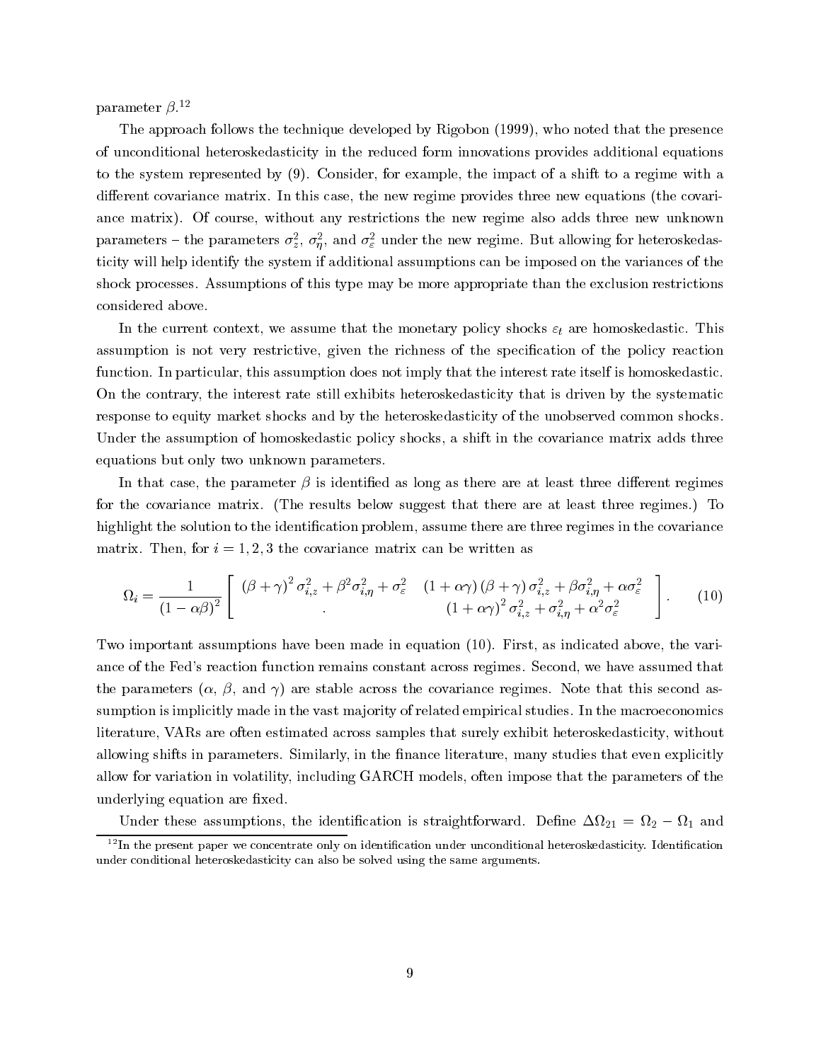parameter $\beta$.[12]

The approach follows the technique developed by Rigobon (1999), who noted that the presence of unconditional heteroskedasticity in the reduced form innovations provides additional equations to the system represented by (9). Consider, for example, the impact of a shift to a regime with a different covariance matrix. In this case, the new regime provides three new equations (the covariance matrix). Of course, without any restrictions the new regime also adds three new unknown parameters – the parameters $\sigma_z^2$, $\sigma_\eta^2$, and $\sigma_\varepsilon^2$ under the new regime. But allowing for heteroskedasticity will help identify the system if additional assumptions can be imposed on the variances of the shock processes. Assumptions of this type may be more appropriate than the exclusion restrictions considered above.

In the current context, we assume that the monetary policy shocks $\varepsilon_t$ are homoskedastic. This assumption is not very restrictive, given the richness of the specification of the policy reaction function. In particular, this assumption does not imply that the interest rate itself is homoskedastic. On the contrary, the interest rate still exhibits heteroskedasticity that is driven by the systematic response to equity market shocks and by the heteroskedasticity of the unobserved common shocks. Under the assumption of homoskedastic policy shocks, a shift in the covariance matrix adds three equations but only two unknown parameters.

In that case, the parameter $\beta$ is identified as long as there are at least three different regimes for the covariance matrix. (The results below suggest that there are at least three regimes.) To highlight the solution to the identification problem, assume there are three regimes in the covariance matrix. Then, for $i = 1, 2, 3$ the covariance matrix can be written as

$$\Omega_i = \frac{1}{(1-\alpha\beta)^2} \left[ \begin{array}{cc} (\beta+\gamma)^2 \sigma_{i,z}^2 + \beta^2 \sigma_{i,\eta}^2 + \sigma_\varepsilon^2 & (1+\alpha\gamma)(\beta+\gamma)\sigma_{i,z}^2 + \beta\sigma_{i,\eta}^2 + \alpha\sigma_\varepsilon^2 \\ . & (1+\alpha\gamma)^2 \sigma_{i,z}^2 + \sigma_{i,\eta}^2 + \alpha^2\sigma_\varepsilon^2 \end{array} \right]. \quad (10)$$

Two important assumptions have been made in equation (10). First, as indicated above, the variance of the Fed's reaction function remains constant across regimes. Second, we have assumed that the parameters ($\alpha$, $\beta$, and $\gamma$) are stable across the covariance regimes. Note that this second assumption is implicitly made in the vast majority of related empirical studies. In the macroeconomics literature, VARs are often estimated across samples that surely exhibit heteroskedasticity, without allowing shifts in parameters. Similarly, in the finance literature, many studies that even explicitly allow for variation in volatility, including GARCH models, often impose that the parameters of the underlying equation are fixed.

Under these assumptions, the identification is straightforward. Define $\Delta\Omega_{21} = \Omega_2 - \Omega_1$ and

[12] In the present paper we concentrate only on identification under unconditional heteroskedasticity. Identification under conditional heteroskedasticity can also be solved using the same arguments.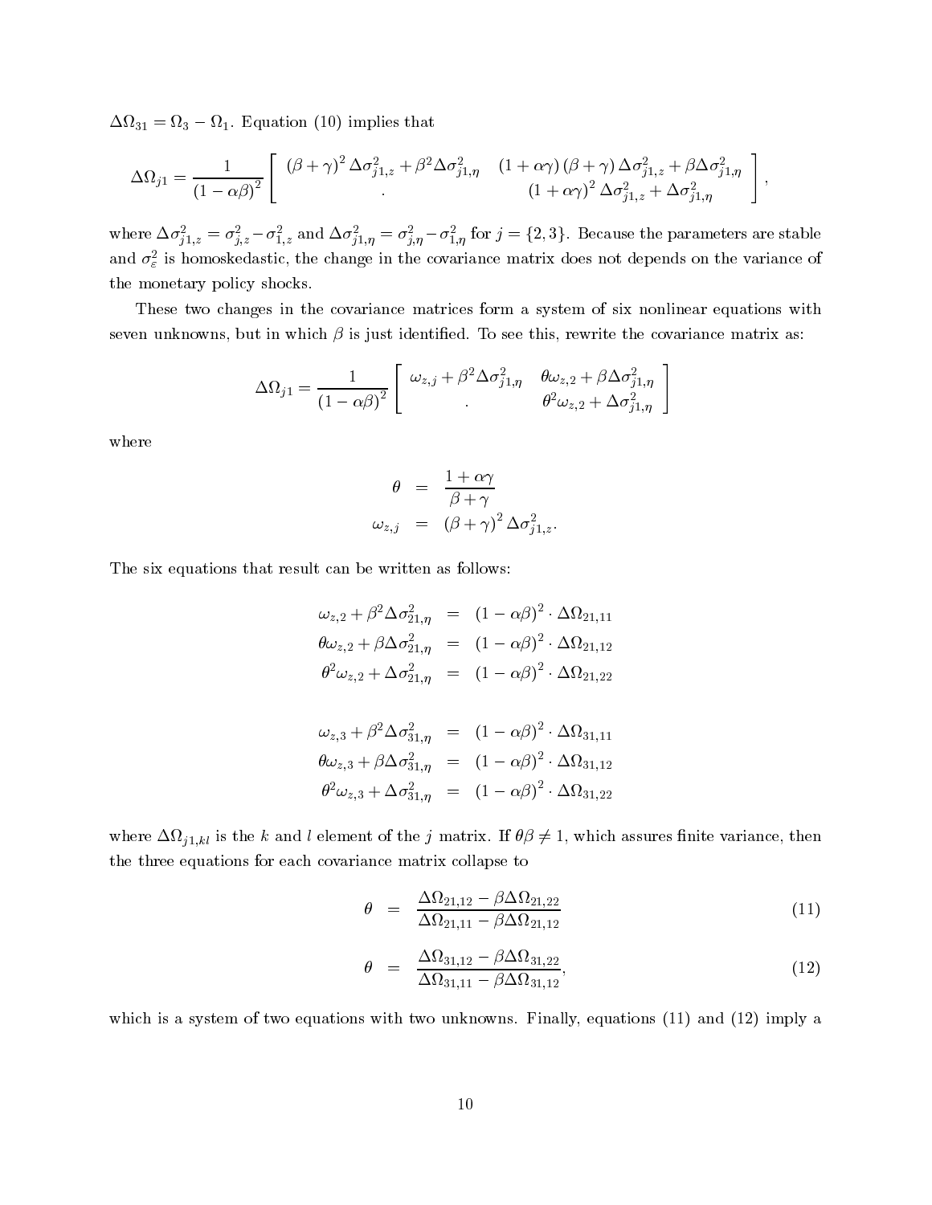$\Delta\Omega_{31} = \Omega_3 - \Omega_1$. Equation (10) implies that

$$\Delta\Omega_{j1} = \frac{1}{(1-\alpha\beta)^2}\left[\begin{array}{cc} (\beta+\gamma)^2\,\Delta\sigma^2_{j1,z} + \beta^2\Delta\sigma^2_{j1,\eta} & (1+\alpha\gamma)(\beta+\gamma)\,\Delta\sigma^2_{j1,z} + \beta\Delta\sigma^2_{j1,\eta} \\ . & (1+\alpha\gamma)^2\,\Delta\sigma^2_{j1,z} + \Delta\sigma^2_{j1,\eta} \end{array}\right],$$

where $\Delta\sigma^2_{j1,z} = \sigma^2_{j,z} - \sigma^2_{1,z}$ and $\Delta\sigma^2_{j1,\eta} = \sigma^2_{j,\eta} - \sigma^2_{1,\eta}$ for $j = \{2,3\}$. Because the parameters are stable and $\sigma^2_\varepsilon$ is homoskedastic, the change in the covariance matrix does not depends on the variance of the monetary policy shocks.

These two changes in the covariance matrices form a system of six nonlinear equations with seven unknowns, but in which $\beta$ is just identified. To see this, rewrite the covariance matrix as:

$$\Delta\Omega_{j1} = \frac{1}{(1-\alpha\beta)^2}\left[\begin{array}{cc} \omega_{z,j} + \beta^2\Delta\sigma^2_{j1,\eta} & \theta\omega_{z,2} + \beta\Delta\sigma^2_{j1,\eta} \\ . & \theta^2\omega_{z,2} + \Delta\sigma^2_{j1,\eta} \end{array}\right]$$

where

$$\begin{aligned} \theta &= \frac{1+\alpha\gamma}{\beta+\gamma} \\ \omega_{z,j} &= (\beta+\gamma)^2\,\Delta\sigma^2_{j1,z}. \end{aligned}$$

The six equations that result can be written as follows:

$$\begin{aligned} \omega_{z,2} + \beta^2\Delta\sigma^2_{21,\eta} &= (1-\alpha\beta)^2 \cdot \Delta\Omega_{21,11} \\ \theta\omega_{z,2} + \beta\Delta\sigma^2_{21,\eta} &= (1-\alpha\beta)^2 \cdot \Delta\Omega_{21,12} \\ \theta^2\omega_{z,2} + \Delta\sigma^2_{21,\eta} &= (1-\alpha\beta)^2 \cdot \Delta\Omega_{21,22} \\ \\ \omega_{z,3} + \beta^2\Delta\sigma^2_{31,\eta} &= (1-\alpha\beta)^2 \cdot \Delta\Omega_{31,11} \\ \theta\omega_{z,3} + \beta\Delta\sigma^2_{31,\eta} &= (1-\alpha\beta)^2 \cdot \Delta\Omega_{31,12} \\ \theta^2\omega_{z,3} + \Delta\sigma^2_{31,\eta} &= (1-\alpha\beta)^2 \cdot \Delta\Omega_{31,22} \end{aligned}$$

where $\Delta\Omega_{j1,kl}$ is the $k$ and $l$ element of the $j$ matrix. If $\theta\beta \neq 1$, which assures finite variance, then the three equations for each covariance matrix collapse to

$$\theta = \frac{\Delta\Omega_{21,12} - \beta\Delta\Omega_{21,22}}{\Delta\Omega_{21,11} - \beta\Delta\Omega_{21,12}} \tag{11}$$

$$\theta = \frac{\Delta\Omega_{31,12} - \beta\Delta\Omega_{31,22}}{\Delta\Omega_{31,11} - \beta\Delta\Omega_{31,12}}, \tag{12}$$

which is a system of two equations with two unknowns. Finally, equations (11) and (12) imply a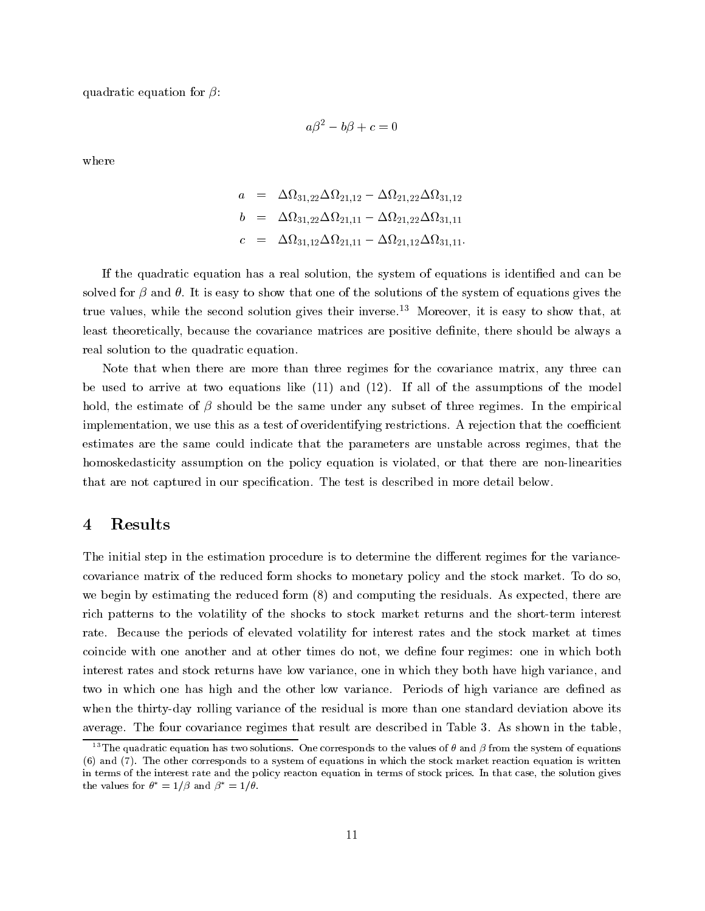quadratic equation for $\beta$:

$$a\beta^2 - b\beta + c = 0$$

where

$$\begin{aligned}
a &= \Delta\Omega_{31,22}\Delta\Omega_{21,12} - \Delta\Omega_{21,22}\Delta\Omega_{31,12} \\
b &= \Delta\Omega_{31,22}\Delta\Omega_{21,11} - \Delta\Omega_{21,22}\Delta\Omega_{31,11} \\
c &= \Delta\Omega_{31,12}\Delta\Omega_{21,11} - \Delta\Omega_{21,12}\Delta\Omega_{31,11}.
\end{aligned}$$

If the quadratic equation has a real solution, the system of equations is identified and can be solved for $\beta$ and $\theta$. It is easy to show that one of the solutions of the system of equations gives the true values, while the second solution gives their inverse.[13] Moreover, it is easy to show that, at least theoretically, because the covariance matrices are positive definite, there should be always a real solution to the quadratic equation.

Note that when there are more than three regimes for the covariance matrix, any three can be used to arrive at two equations like (11) and (12). If all of the assumptions of the model hold, the estimate of $\beta$ should be the same under any subset of three regimes. In the empirical implementation, we use this as a test of overidentifying restrictions. A rejection that the coefficient estimates are the same could indicate that the parameters are unstable across regimes, that the homoskedasticity assumption on the policy equation is violated, or that there are non-linearities that are not captured in our specification. The test is described in more detail below.

# 4 Results

The initial step in the estimation procedure is to determine the different regimes for the variance-covariance matrix of the reduced form shocks to monetary policy and the stock market. To do so, we begin by estimating the reduced form (8) and computing the residuals. As expected, there are rich patterns to the volatility of the shocks to stock market returns and the short-term interest rate. Because the periods of elevated volatility for interest rates and the stock market at times coincide with one another and at other times do not, we define four regimes: one in which both interest rates and stock returns have low variance, one in which they both have high variance, and two in which one has high and the other low variance. Periods of high variance are defined as when the thirty-day rolling variance of the residual is more than one standard deviation above its average. The four covariance regimes that result are described in Table 3. As shown in the table,

[13] The quadratic equation has two solutions. One corresponds to the values of $\theta$ and $\beta$ from the system of equations (6) and (7). The other corresponds to a system of equations in which the stock market reaction equation is written in terms of the interest rate and the policy reacton equation in terms of stock prices. In that case, the solution gives the values for $\theta^* = 1/\beta$ and $\beta^* = 1/\theta$.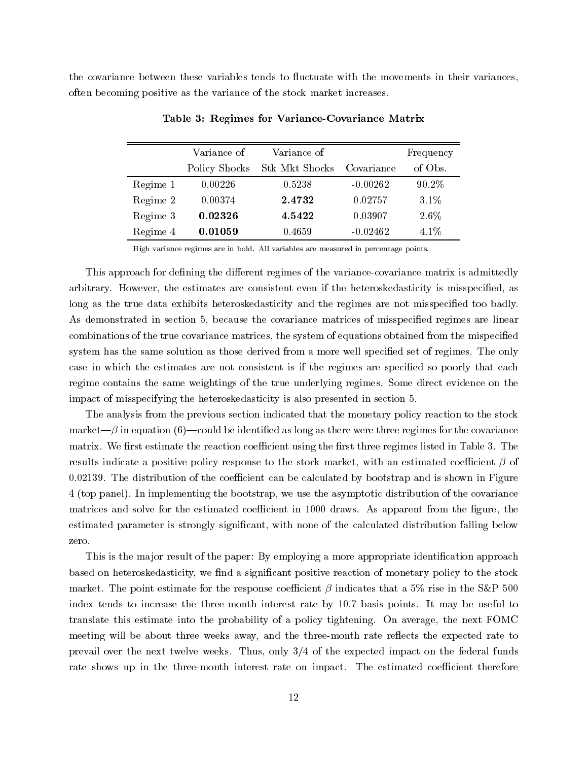the covariance between these variables tends to fluctuate with the movements in their variances, often becoming positive as the variance of the stock market increases.

**Table 3: Regimes for Variance-Covariance Matrix**

| | Variance of Policy Shocks | Variance of Stk Mkt Shocks | Covariance | Frequency of Obs. |
|---|---|---|---|---|
| Regime 1 | 0.00226 | 0.5238 | -0.00262 | 90.2% |
| Regime 2 | 0.00374 | **2.4732** | 0.02757 | 3.1% |
| Regime 3 | **0.02326** | **4.5422** | 0.03907 | 2.6% |
| Regime 4 | **0.01059** | 0.4659 | -0.02462 | 4.1% |

High variance regimes are in bold. All variables are measured in percentage points.

This approach for defining the different regimes of the variance-covariance matrix is admittedly arbitrary. However, the estimates are consistent even if the heteroskedasticity is misspecified, as long as the true data exhibits heteroskedasticity and the regimes are not misspecified too badly. As demonstrated in section 5, because the covariance matrices of misspecified regimes are linear combinations of the true covariance matrices, the system of equations obtained from the mispecified system has the same solution as those derived from a more well specified set of regimes. The only case in which the estimates are not consistent is if the regimes are specified so poorly that each regime contains the same weightings of the true underlying regimes. Some direct evidence on the impact of misspecifying the heteroskedasticity is also presented in section 5.

The analysis from the previous section indicated that the monetary policy reaction to the stock market—$\beta$ in equation (6)—could be identified as long as there were three regimes for the covariance matrix. We first estimate the reaction coefficient using the first three regimes listed in Table 3. The results indicate a positive policy response to the stock market, with an estimated coefficient $\beta$ of 0.02139. The distribution of the coefficient can be calculated by bootstrap and is shown in Figure 4 (top panel). In implementing the bootstrap, we use the asymptotic distribution of the covariance matrices and solve for the estimated coefficient in 1000 draws. As apparent from the figure, the estimated parameter is strongly significant, with none of the calculated distribution falling below zero.

This is the major result of the paper: By employing a more appropriate identification approach based on heteroskedasticity, we find a significant positive reaction of monetary policy to the stock market. The point estimate for the response coefficient $\beta$ indicates that a 5% rise in the S&P 500 index tends to increase the three-month interest rate by 10.7 basis points. It may be useful to translate this estimate into the probability of a policy tightening. On average, the next FOMC meeting will be about three weeks away, and the three-month rate reflects the expected rate to prevail over the next twelve weeks. Thus, only 3/4 of the expected impact on the federal funds rate shows up in the three-month interest rate on impact. The estimated coefficient therefore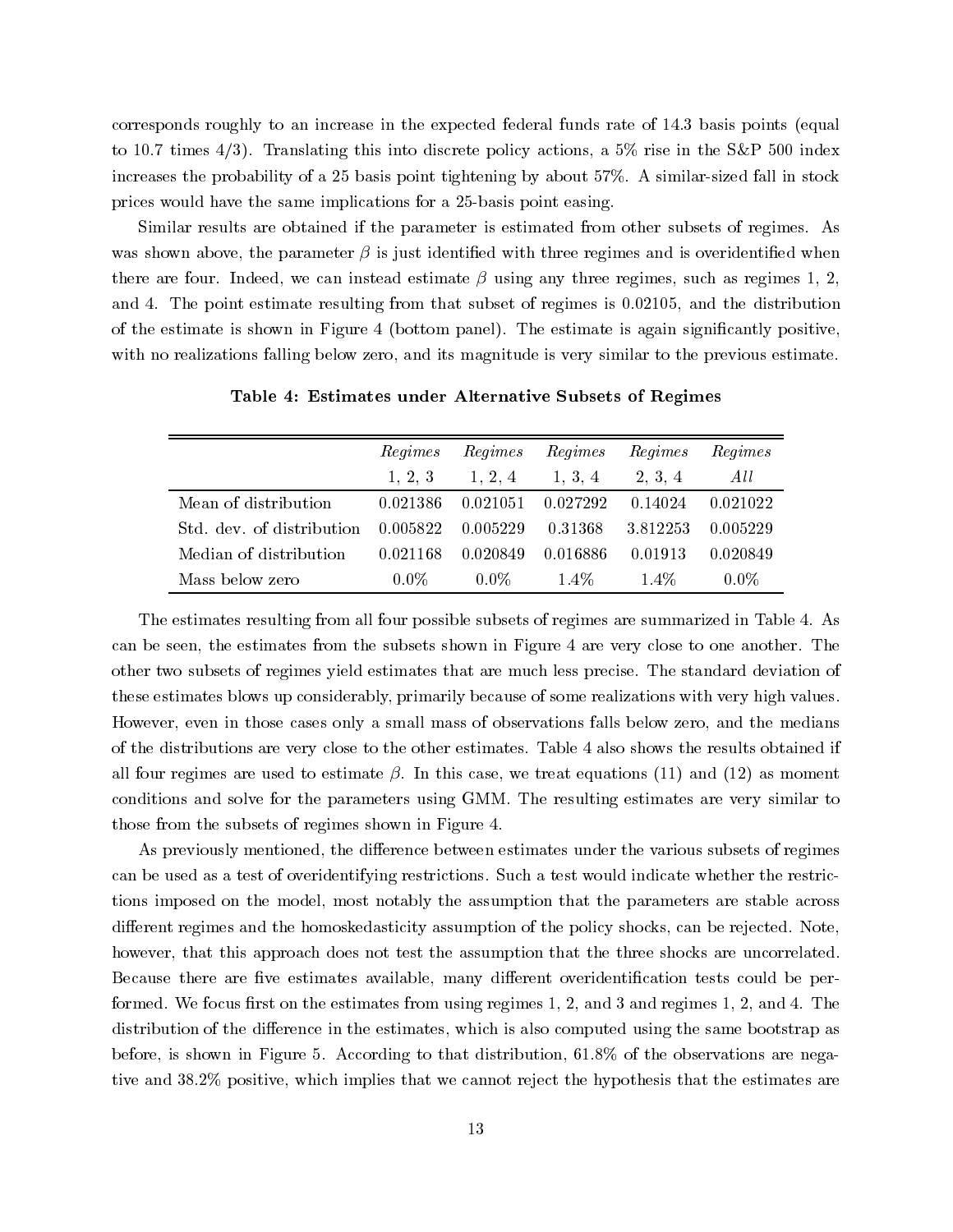corresponds roughly to an increase in the expected federal funds rate of 14.3 basis points (equal to 10.7 times 4/3). Translating this into discrete policy actions, a 5% rise in the S&P 500 index increases the probability of a 25 basis point tightening by about 57%. A similar-sized fall in stock prices would have the same implications for a 25-basis point easing.

Similar results are obtained if the parameter is estimated from other subsets of regimes. As was shown above, the parameter $\beta$ is just identified with three regimes and is overidentified when there are four. Indeed, we can instead estimate $\beta$ using any three regimes, such as regimes 1, 2, and 4. The point estimate resulting from that subset of regimes is 0.02105, and the distribution of the estimate is shown in Figure 4 (bottom panel). The estimate is again significantly positive, with no realizations falling below zero, and its magnitude is very similar to the previous estimate.

**Table 4: Estimates under Alternative Subsets of Regimes**

| | *Regimes* 1, 2, 3 | *Regimes* 1, 2, 4 | *Regimes* 1, 3, 4 | *Regimes* 2, 3, 4 | *Regimes* *All* |
|---|---|---|---|---|---|
| Mean of distribution | 0.021386 | 0.021051 | 0.027292 | 0.14024 | 0.021022 |
| Std. dev. of distribution | 0.005822 | 0.005229 | 0.31368 | 3.812253 | 0.005229 |
| Median of distribution | 0.021168 | 0.020849 | 0.016886 | 0.01913 | 0.020849 |
| Mass below zero | 0.0% | 0.0% | 1.4% | 1.4% | 0.0% |

The estimates resulting from all four possible subsets of regimes are summarized in Table 4. As can be seen, the estimates from the subsets shown in Figure 4 are very close to one another. The other two subsets of regimes yield estimates that are much less precise. The standard deviation of these estimates blows up considerably, primarily because of some realizations with very high values. However, even in those cases only a small mass of observations falls below zero, and the medians of the distributions are very close to the other estimates. Table 4 also shows the results obtained if all four regimes are used to estimate $\beta$. In this case, we treat equations (11) and (12) as moment conditions and solve for the parameters using GMM. The resulting estimates are very similar to those from the subsets of regimes shown in Figure 4.

As previously mentioned, the difference between estimates under the various subsets of regimes can be used as a test of overidentifying restrictions. Such a test would indicate whether the restrictions imposed on the model, most notably the assumption that the parameters are stable across different regimes and the homoskedasticity assumption of the policy shocks, can be rejected. Note, however, that this approach does not test the assumption that the three shocks are uncorrelated. Because there are five estimates available, many different overidentification tests could be performed. We focus first on the estimates from using regimes 1, 2, and 3 and regimes 1, 2, and 4. The distribution of the difference in the estimates, which is also computed using the same bootstrap as before, is shown in Figure 5. According to that distribution, 61.8% of the observations are negative and 38.2% positive, which implies that we cannot reject the hypothesis that the estimates are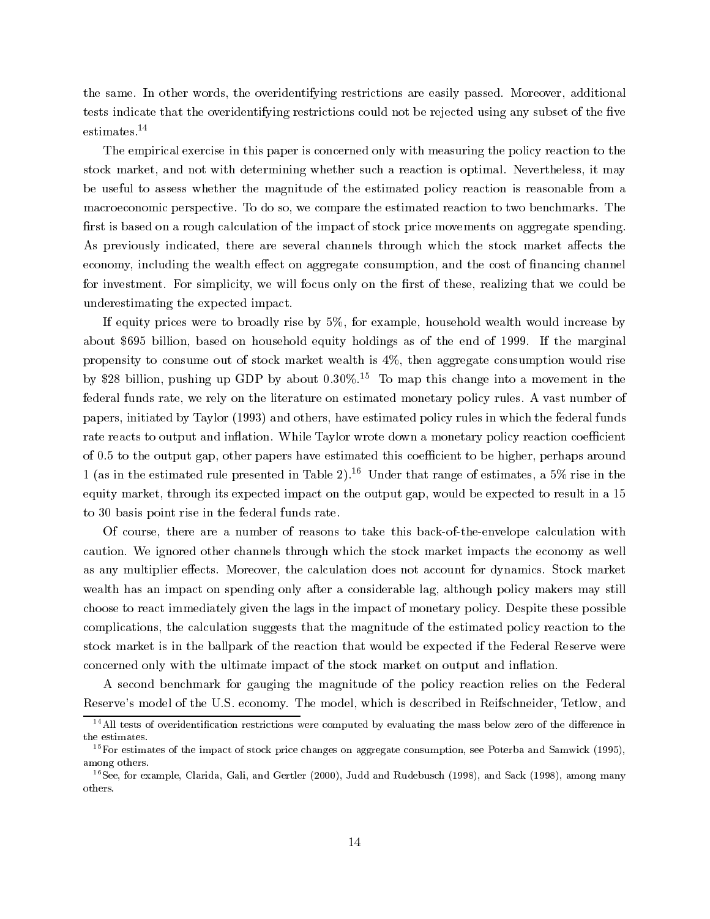the same. In other words, the overidentifying restrictions are easily passed. Moreover, additional tests indicate that the overidentifying restrictions could not be rejected using any subset of the five estimates.[14]

The empirical exercise in this paper is concerned only with measuring the policy reaction to the stock market, and not with determining whether such a reaction is optimal. Nevertheless, it may be useful to assess whether the magnitude of the estimated policy reaction is reasonable from a macroeconomic perspective. To do so, we compare the estimated reaction to two benchmarks. The first is based on a rough calculation of the impact of stock price movements on aggregate spending. As previously indicated, there are several channels through which the stock market affects the economy, including the wealth effect on aggregate consumption, and the cost of financing channel for investment. For simplicity, we will focus only on the first of these, realizing that we could be underestimating the expected impact.

If equity prices were to broadly rise by 5%, for example, household wealth would increase by about $695 billion, based on household equity holdings as of the end of 1999. If the marginal propensity to consume out of stock market wealth is 4%, then aggregate consumption would rise by $28 billion, pushing up GDP by about 0.30%.[15] To map this change into a movement in the federal funds rate, we rely on the literature on estimated monetary policy rules. A vast number of papers, initiated by Taylor (1993) and others, have estimated policy rules in which the federal funds rate reacts to output and inflation. While Taylor wrote down a monetary policy reaction coefficient of 0.5 to the output gap, other papers have estimated this coefficient to be higher, perhaps around 1 (as in the estimated rule presented in Table 2).[16] Under that range of estimates, a 5% rise in the equity market, through its expected impact on the output gap, would be expected to result in a 15 to 30 basis point rise in the federal funds rate.

Of course, there are a number of reasons to take this back-of-the-envelope calculation with caution. We ignored other channels through which the stock market impacts the economy as well as any multiplier effects. Moreover, the calculation does not account for dynamics. Stock market wealth has an impact on spending only after a considerable lag, although policy makers may still choose to react immediately given the lags in the impact of monetary policy. Despite these possible complications, the calculation suggests that the magnitude of the estimated policy reaction to the stock market is in the ballpark of the reaction that would be expected if the Federal Reserve were concerned only with the ultimate impact of the stock market on output and inflation.

A second benchmark for gauging the magnitude of the policy reaction relies on the Federal Reserve's model of the U.S. economy. The model, which is described in Reifschneider, Tetlow, and

[14] All tests of overidentification restrictions were computed by evaluating the mass below zero of the difference in the estimates.

[15] For estimates of the impact of stock price changes on aggregate consumption, see Poterba and Samwick (1995), among others.

[16] See, for example, Clarida, Gali, and Gertler (2000), Judd and Rudebusch (1998), and Sack (1998), among many others.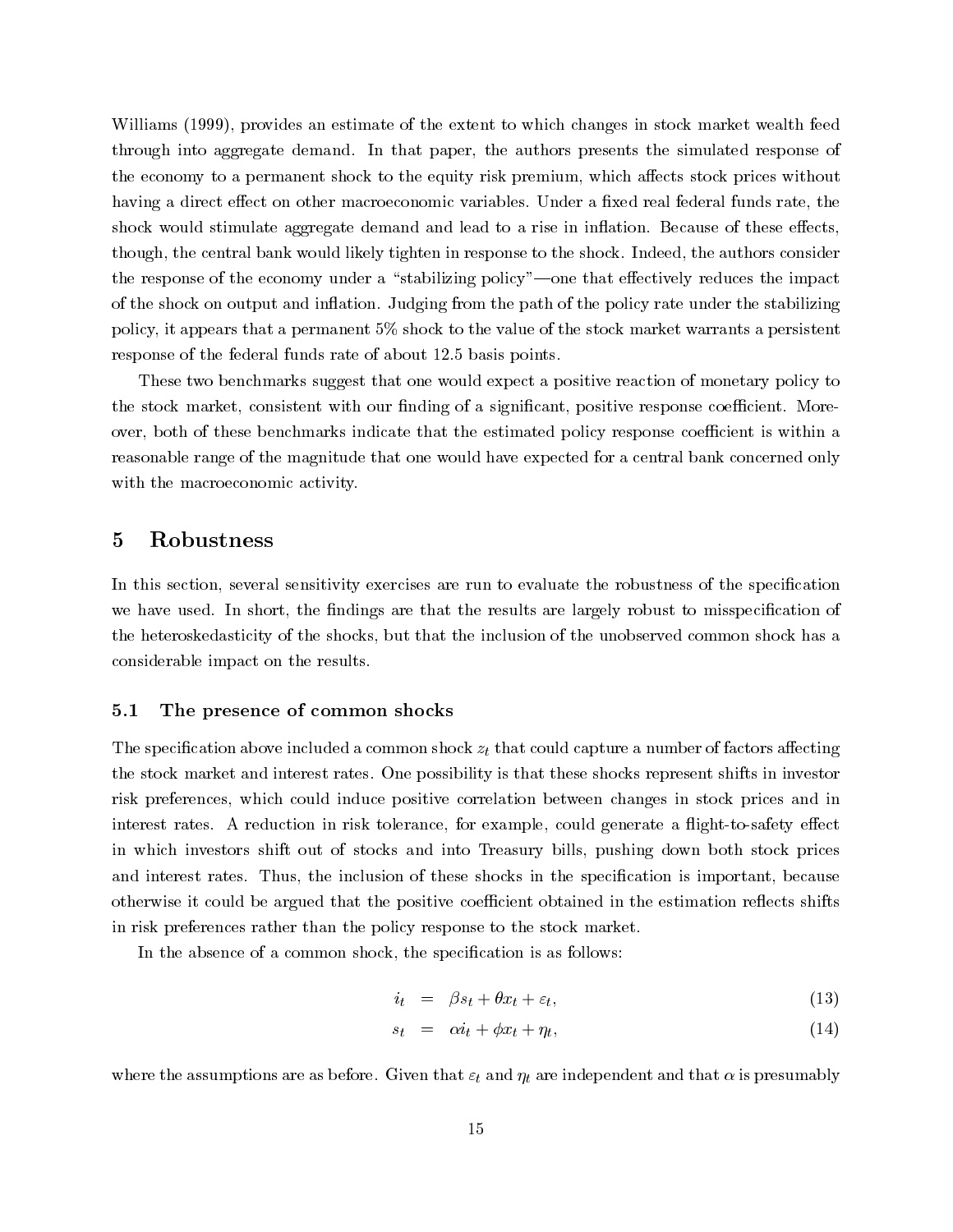Williams (1999), provides an estimate of the extent to which changes in stock market wealth feed through into aggregate demand. In that paper, the authors presents the simulated response of the economy to a permanent shock to the equity risk premium, which affects stock prices without having a direct effect on other macroeconomic variables. Under a fixed real federal funds rate, the shock would stimulate aggregate demand and lead to a rise in inflation. Because of these effects, though, the central bank would likely tighten in response to the shock. Indeed, the authors consider the response of the economy under a "stabilizing policy"—one that effectively reduces the impact of the shock on output and inflation. Judging from the path of the policy rate under the stabilizing policy, it appears that a permanent 5% shock to the value of the stock market warrants a persistent response of the federal funds rate of about 12.5 basis points.

These two benchmarks suggest that one would expect a positive reaction of monetary policy to the stock market, consistent with our finding of a significant, positive response coefficient. Moreover, both of these benchmarks indicate that the estimated policy response coefficient is within a reasonable range of the magnitude that one would have expected for a central bank concerned only with the macroeconomic activity.

## 5 Robustness

In this section, several sensitivity exercises are run to evaluate the robustness of the specification we have used. In short, the findings are that the results are largely robust to misspecification of the heteroskedasticity of the shocks, but that the inclusion of the unobserved common shock has a considerable impact on the results.

### 5.1 The presence of common shocks

The specification above included a common shock $z_t$ that could capture a number of factors affecting the stock market and interest rates. One possibility is that these shocks represent shifts in investor risk preferences, which could induce positive correlation between changes in stock prices and in interest rates. A reduction in risk tolerance, for example, could generate a flight-to-safety effect in which investors shift out of stocks and into Treasury bills, pushing down both stock prices and interest rates. Thus, the inclusion of these shocks in the specification is important, because otherwise it could be argued that the positive coefficient obtained in the estimation reflects shifts in risk preferences rather than the policy response to the stock market.

In the absence of a common shock, the specification is as follows:

$$i_t = \beta s_t + \theta x_t + \varepsilon_t, \tag{13}$$

$$s_t = \alpha i_t + \phi x_t + \eta_t, \tag{14}$$

where the assumptions are as before. Given that $\varepsilon_t$ and $\eta_t$ are independent and that $\alpha$ is presumably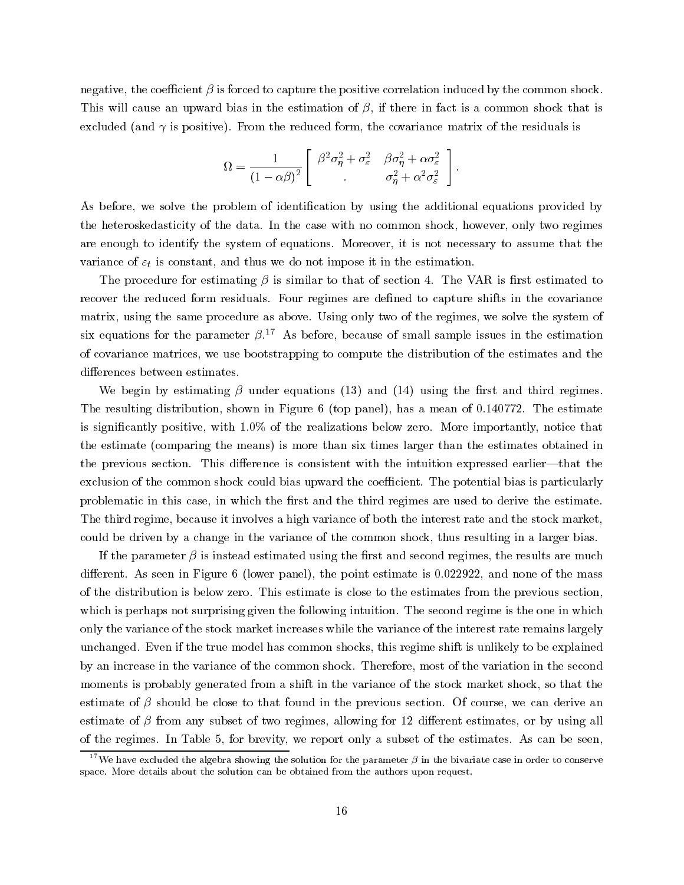negative, the coefficient $\beta$ is forced to capture the positive correlation induced by the common shock. This will cause an upward bias in the estimation of $\beta$, if there in fact is a common shock that is excluded (and $\gamma$ is positive). From the reduced form, the covariance matrix of the residuals is

$$\Omega = \frac{1}{(1-\alpha\beta)^2} \left[ \begin{array}{cc} \beta^2\sigma_\eta^2 + \sigma_\varepsilon^2 & \beta\sigma_\eta^2 + \alpha\sigma_\varepsilon^2 \\ . & \sigma_\eta^2 + \alpha^2\sigma_\varepsilon^2 \end{array} \right].$$

As before, we solve the problem of identification by using the additional equations provided by the heteroskedasticity of the data. In the case with no common shock, however, only two regimes are enough to identify the system of equations. Moreover, it is not necessary to assume that the variance of $\varepsilon_t$ is constant, and thus we do not impose it in the estimation.

The procedure for estimating $\beta$ is similar to that of section 4. The VAR is first estimated to recover the reduced form residuals. Four regimes are defined to capture shifts in the covariance matrix, using the same procedure as above. Using only two of the regimes, we solve the system of six equations for the parameter $\beta$.[17] As before, because of small sample issues in the estimation of covariance matrices, we use bootstrapping to compute the distribution of the estimates and the differences between estimates.

We begin by estimating $\beta$ under equations (13) and (14) using the first and third regimes. The resulting distribution, shown in Figure 6 (top panel), has a mean of 0.140772. The estimate is significantly positive, with 1.0% of the realizations below zero. More importantly, notice that the estimate (comparing the means) is more than six times larger than the estimates obtained in the previous section. This difference is consistent with the intuition expressed earlier—that the exclusion of the common shock could bias upward the coefficient. The potential bias is particularly problematic in this case, in which the first and the third regimes are used to derive the estimate. The third regime, because it involves a high variance of both the interest rate and the stock market, could be driven by a change in the variance of the common shock, thus resulting in a larger bias.

If the parameter $\beta$ is instead estimated using the first and second regimes, the results are much different. As seen in Figure 6 (lower panel), the point estimate is 0.022922, and none of the mass of the distribution is below zero. This estimate is close to the estimates from the previous section, which is perhaps not surprising given the following intuition. The second regime is the one in which only the variance of the stock market increases while the variance of the interest rate remains largely unchanged. Even if the true model has common shocks, this regime shift is unlikely to be explained by an increase in the variance of the common shock. Therefore, most of the variation in the second moments is probably generated from a shift in the variance of the stock market shock, so that the estimate of $\beta$ should be close to that found in the previous section. Of course, we can derive an estimate of $\beta$ from any subset of two regimes, allowing for 12 different estimates, or by using all of the regimes. In Table 5, for brevity, we report only a subset of the estimates. As can be seen,

[17] We have excluded the algebra showing the solution for the parameter $\beta$ in the bivariate case in order to conserve space. More details about the solution can be obtained from the authors upon request.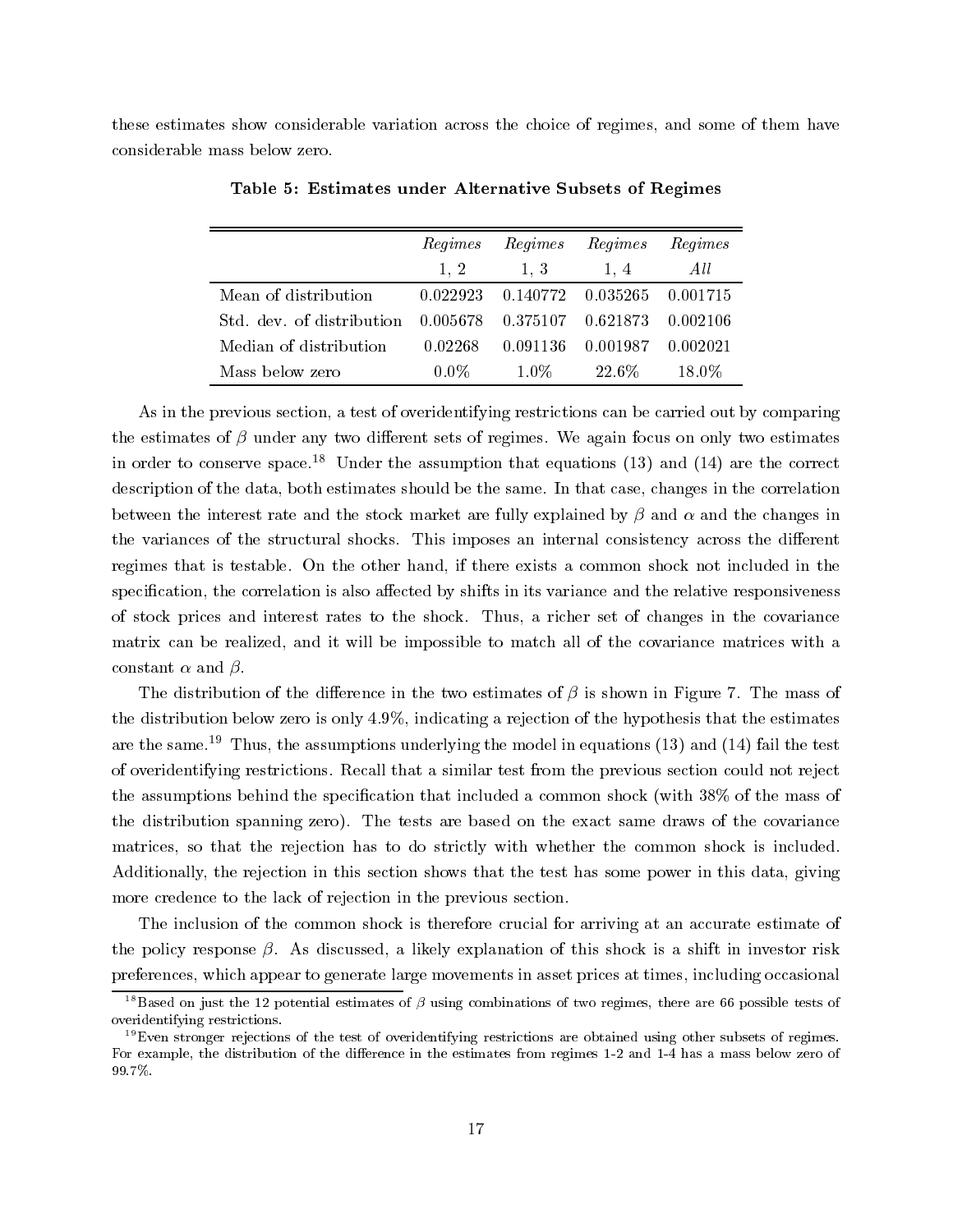these estimates show considerable variation across the choice of regimes, and some of them have considerable mass below zero.

**Table 5: Estimates under Alternative Subsets of Regimes**

| | *Regimes* 1, 2 | *Regimes* 1, 3 | *Regimes* 1, 4 | *Regimes* *All* |
|---|---|---|---|---|
| Mean of distribution | 0.022923 | 0.140772 | 0.035265 | 0.001715 |
| Std. dev. of distribution | 0.005678 | 0.375107 | 0.621873 | 0.002106 |
| Median of distribution | 0.02268 | 0.091136 | 0.001987 | 0.002021 |
| Mass below zero | 0.0% | 1.0% | 22.6% | 18.0% |

As in the previous section, a test of overidentifying restrictions can be carried out by comparing the estimates of $\beta$ under any two different sets of regimes. We again focus on only two estimates in order to conserve space.[18] Under the assumption that equations (13) and (14) are the correct description of the data, both estimates should be the same. In that case, changes in the correlation between the interest rate and the stock market are fully explained by $\beta$ and $\alpha$ and the changes in the variances of the structural shocks. This imposes an internal consistency across the different regimes that is testable. On the other hand, if there exists a common shock not included in the specification, the correlation is also affected by shifts in its variance and the relative responsiveness of stock prices and interest rates to the shock. Thus, a richer set of changes in the covariance matrix can be realized, and it will be impossible to match all of the covariance matrices with a constant $\alpha$ and $\beta$.

The distribution of the difference in the two estimates of $\beta$ is shown in Figure 7. The mass of the distribution below zero is only 4.9%, indicating a rejection of the hypothesis that the estimates are the same.[19] Thus, the assumptions underlying the model in equations (13) and (14) fail the test of overidentifying restrictions. Recall that a similar test from the previous section could not reject the assumptions behind the specification that included a common shock (with 38% of the mass of the distribution spanning zero). The tests are based on the exact same draws of the covariance matrices, so that the rejection has to do strictly with whether the common shock is included. Additionally, the rejection in this section shows that the test has some power in this data, giving more credence to the lack of rejection in the previous section.

The inclusion of the common shock is therefore crucial for arriving at an accurate estimate of the policy response $\beta$. As discussed, a likely explanation of this shock is a shift in investor risk preferences, which appear to generate large movements in asset prices at times, including occasional

[18] Based on just the 12 potential estimates of $\beta$ using combinations of two regimes, there are 66 possible tests of overidentifying restrictions.

[19] Even stronger rejections of the test of overidentifying restrictions are obtained using other subsets of regimes. For example, the distribution of the difference in the estimates from regimes 1-2 and 1-4 has a mass below zero of 99.7%.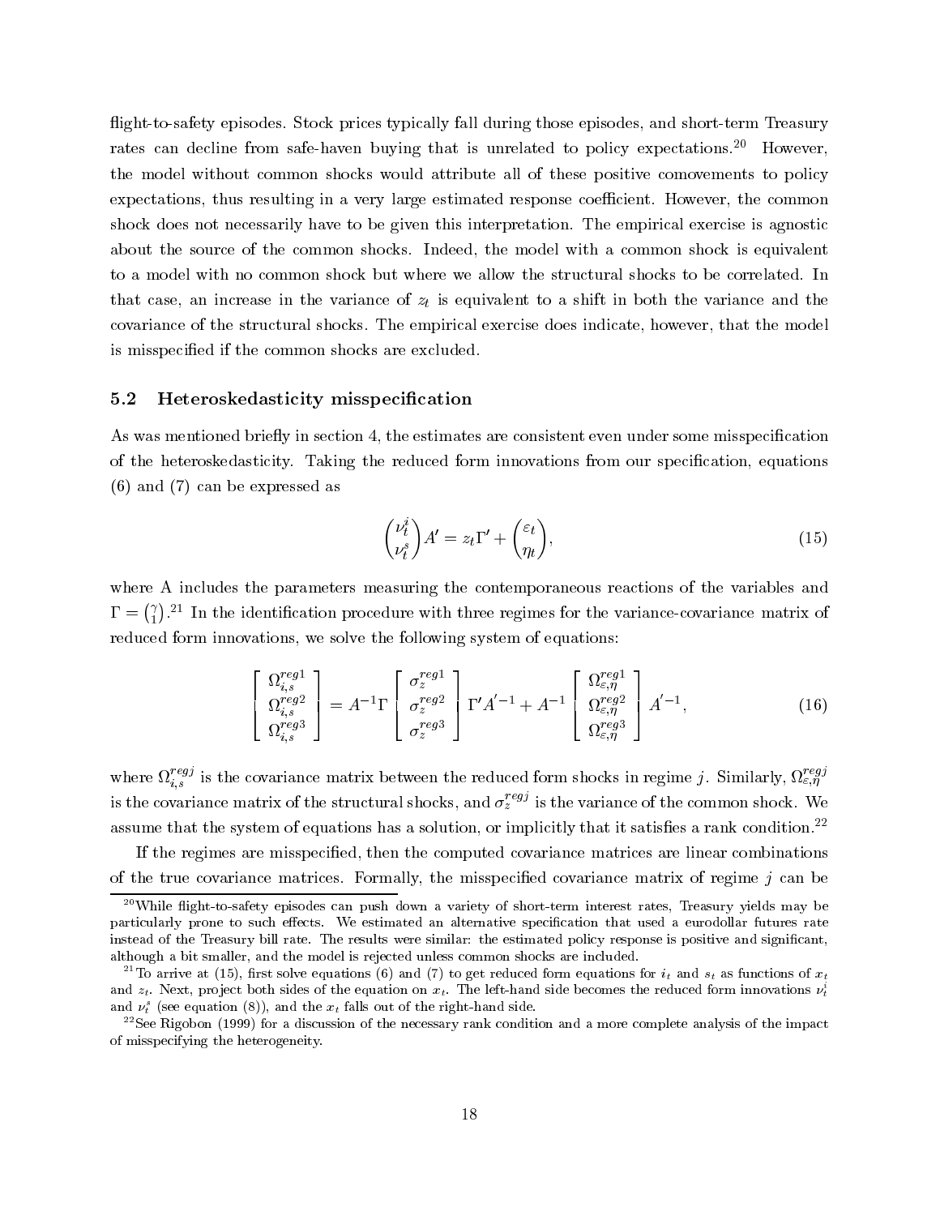flight-to-safety episodes. Stock prices typically fall during those episodes, and short-term Treasury rates can decline from safe-haven buying that is unrelated to policy expectations.[20] However, the model without common shocks would attribute all of these positive comovements to policy expectations, thus resulting in a very large estimated response coefficient. However, the common shock does not necessarily have to be given this interpretation. The empirical exercise is agnostic about the source of the common shocks. Indeed, the model with a common shock is equivalent to a model with no common shock but where we allow the structural shocks to be correlated. In that case, an increase in the variance of $z_t$ is equivalent to a shift in both the variance and the covariance of the structural shocks. The empirical exercise does indicate, however, that the model is misspecified if the common shocks are excluded.

### 5.2 Heteroskedasticity misspecification

As was mentioned briefly in section 4, the estimates are consistent even under some misspecification of the heteroskedasticity. Taking the reduced form innovations from our specification, equations (6) and (7) can be expressed as

$$\begin{pmatrix} \nu_t^i \\ \nu_t^s \end{pmatrix} A' = z_t \Gamma' + \begin{pmatrix} \varepsilon_t \\ \eta_t \end{pmatrix}, \tag{15}$$

where A includes the parameters measuring the contemporaneous reactions of the variables and $\Gamma = \binom{\gamma}{1}$.[21] In the identification procedure with three regimes for the variance-covariance matrix of reduced form innovations, we solve the following system of equations:

$$\begin{bmatrix} \Omega_{i,s}^{reg1} \\ \Omega_{i,s}^{reg2} \\ \Omega_{i,s}^{reg3} \end{bmatrix} = A^{-1}\Gamma \begin{bmatrix} \sigma_z^{reg1} \\ \sigma_z^{reg2} \\ \sigma_z^{reg3} \end{bmatrix} \Gamma' A'^{-1} + A^{-1} \begin{bmatrix} \Omega_{\varepsilon,\eta}^{reg1} \\ \Omega_{\varepsilon,\eta}^{reg2} \\ \Omega_{\varepsilon,\eta}^{reg3} \end{bmatrix} A'^{-1}, \tag{16}$$

where $\Omega_{i,s}^{regj}$ is the covariance matrix between the reduced form shocks in regime $j$. Similarly, $\Omega_{\varepsilon,\eta}^{regj}$ is the covariance matrix of the structural shocks, and $\sigma_z^{regj}$ is the variance of the common shock. We assume that the system of equations has a solution, or implicitly that it satisfies a rank condition.[22]

If the regimes are misspecified, then the computed covariance matrices are linear combinations of the true covariance matrices. Formally, the misspecified covariance matrix of regime $j$ can be

[20] While flight-to-safety episodes can push down a variety of short-term interest rates, Treasury yields may be particularly prone to such effects. We estimated an alternative specification that used a eurodollar futures rate instead of the Treasury bill rate. The results were similar: the estimated policy response is positive and significant, although a bit smaller, and the model is rejected unless common shocks are included.

[21] To arrive at (15), first solve equations (6) and (7) to get reduced form equations for $i_t$ and $s_t$ as functions of $x_t$ and $z_t$. Next, project both sides of the equation on $x_t$. The left-hand side becomes the reduced form innovations $\nu_t^i$ and $\nu_t^s$ (see equation (8)), and the $x_t$ falls out of the right-hand side.

[22] See Rigobon (1999) for a discussion of the necessary rank condition and a more complete analysis of the impact of misspecifying the heterogeneity.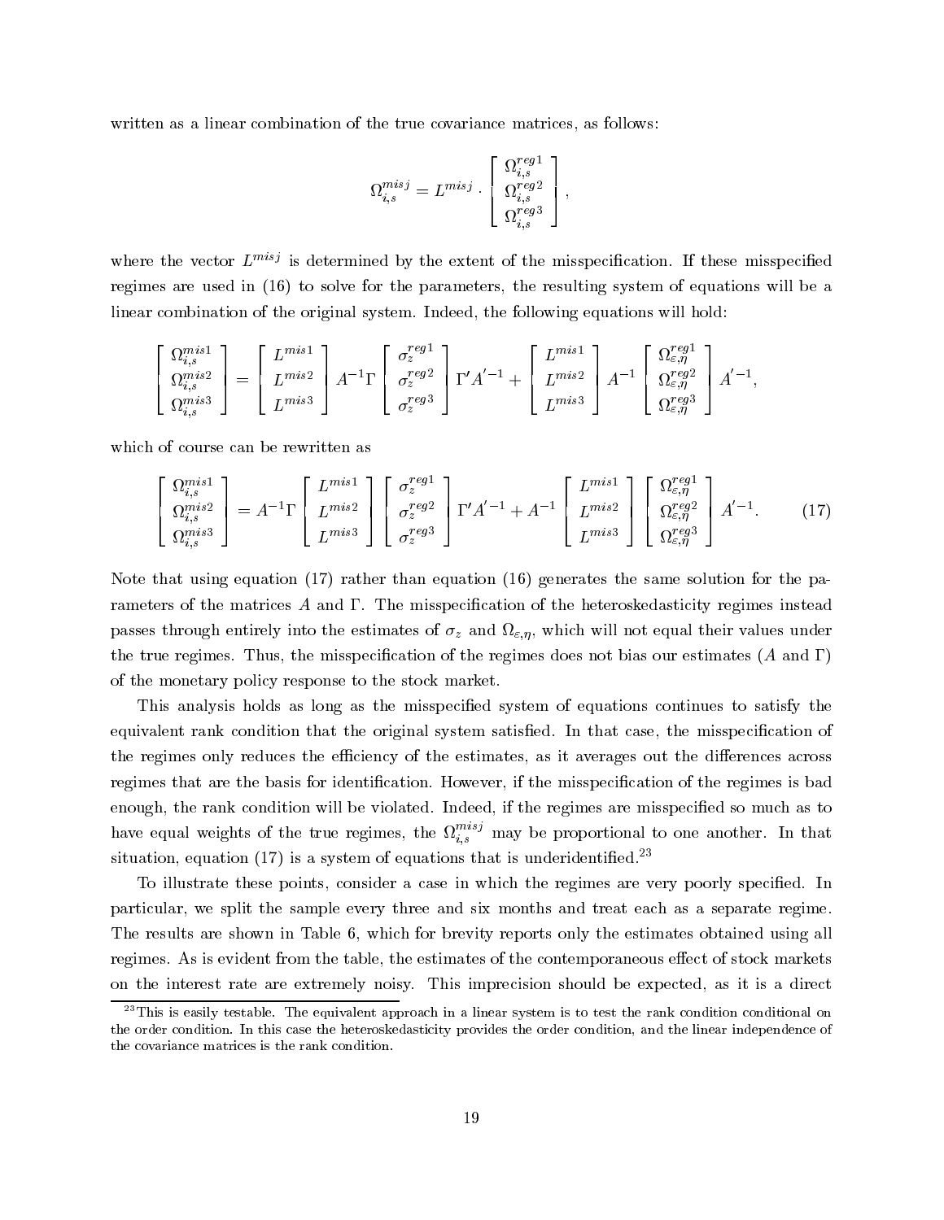written as a linear combination of the true covariance matrices, as follows:

$$\Omega_{i,s}^{misj} = L^{misj} \cdot \begin{bmatrix} \Omega_{i,s}^{reg1} \\ \Omega_{i,s}^{reg2} \\ \Omega_{i,s}^{reg3} \end{bmatrix},$$

where the vector $L^{misj}$ is determined by the extent of the misspecification. If these misspecified regimes are used in (16) to solve for the parameters, the resulting system of equations will be a linear combination of the original system. Indeed, the following equations will hold:

$$\begin{bmatrix} \Omega_{i,s}^{mis1} \\ \Omega_{i,s}^{mis2} \\ \Omega_{i,s}^{mis3} \end{bmatrix} = \begin{bmatrix} L^{mis1} \\ L^{mis2} \\ L^{mis3} \end{bmatrix} A^{-1}\Gamma \begin{bmatrix} \sigma_z^{reg1} \\ \sigma_z^{reg2} \\ \sigma_z^{reg3} \end{bmatrix} \Gamma' A'^{-1} + \begin{bmatrix} L^{mis1} \\ L^{mis2} \\ L^{mis3} \end{bmatrix} A^{-1} \begin{bmatrix} \Omega_{\varepsilon,\eta}^{reg1} \\ \Omega_{\varepsilon,\eta}^{reg2} \\ \Omega_{\varepsilon,\eta}^{reg3} \end{bmatrix} A'^{-1},$$

which of course can be rewritten as

$$\begin{bmatrix} \Omega_{i,s}^{mis1} \\ \Omega_{i,s}^{mis2} \\ \Omega_{i,s}^{mis3} \end{bmatrix} = A^{-1}\Gamma \begin{bmatrix} L^{mis1} \\ L^{mis2} \\ L^{mis3} \end{bmatrix} \begin{bmatrix} \sigma_z^{reg1} \\ \sigma_z^{reg2} \\ \sigma_z^{reg3} \end{bmatrix} \Gamma' A'^{-1} + A^{-1} \begin{bmatrix} L^{mis1} \\ L^{mis2} \\ L^{mis3} \end{bmatrix} \begin{bmatrix} \Omega_{\varepsilon,\eta}^{reg1} \\ \Omega_{\varepsilon,\eta}^{reg2} \\ \Omega_{\varepsilon,\eta}^{reg3} \end{bmatrix} A'^{-1}. \tag{17}$$

Note that using equation (17) rather than equation (16) generates the same solution for the parameters of the matrices $A$ and $\Gamma$. The misspecification of the heteroskedasticity regimes instead passes through entirely into the estimates of $\sigma_z$ and $\Omega_{\varepsilon,\eta}$, which will not equal their values under the true regimes. Thus, the misspecification of the regimes does not bias our estimates ($A$ and $\Gamma$) of the monetary policy response to the stock market.

This analysis holds as long as the misspecified system of equations continues to satisfy the equivalent rank condition that the original system satisfied. In that case, the misspecification of the regimes only reduces the efficiency of the estimates, as it averages out the differences across regimes that are the basis for identification. However, if the misspecification of the regimes is bad enough, the rank condition will be violated. Indeed, if the regimes are misspecified so much as to have equal weights of the true regimes, the $\Omega_{i,s}^{misj}$ may be proportional to one another. In that situation, equation (17) is a system of equations that is underidentified.[23]

To illustrate these points, consider a case in which the regimes are very poorly specified. In particular, we split the sample every three and six months and treat each as a separate regime. The results are shown in Table 6, which for brevity reports only the estimates obtained using all regimes. As is evident from the table, the estimates of the contemporaneous effect of stock markets on the interest rate are extremely noisy. This imprecision should be expected, as it is a direct

[23] This is easily testable. The equivalent approach in a linear system is to test the rank condition conditional on the order condition. In this case the heteroskedasticity provides the order condition, and the linear independence of the covariance matrices is the rank condition.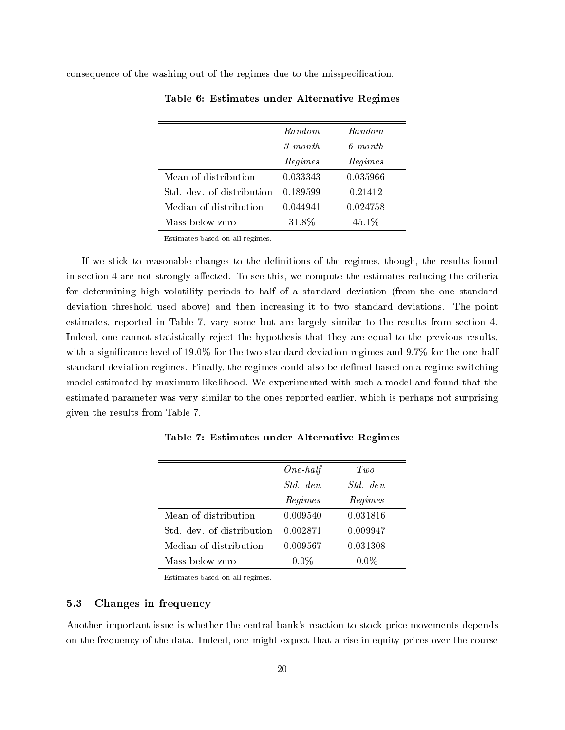consequence of the washing out of the regimes due to the misspecification.

**Table 6: Estimates under Alternative Regimes**

| | *Random 3-month Regimes* | *Random 6-month Regimes* |
|---|---|---|
| Mean of distribution | 0.033343 | 0.035966 |
| Std. dev. of distribution | 0.189599 | 0.21412 |
| Median of distribution | 0.044941 | 0.024758 |
| Mass below zero | 31.8% | 45.1% |

Estimates based on all regimes.

If we stick to reasonable changes to the definitions of the regimes, though, the results found in section 4 are not strongly affected. To see this, we compute the estimates reducing the criteria for determining high volatility periods to half of a standard deviation (from the one standard deviation threshold used above) and then increasing it to two standard deviations. The point estimates, reported in Table 7, vary some but are largely similar to the results from section 4. Indeed, one cannot statistically reject the hypothesis that they are equal to the previous results, with a significance level of 19.0% for the two standard deviation regimes and 9.7% for the one-half standard deviation regimes. Finally, the regimes could also be defined based on a regime-switching model estimated by maximum likelihood. We experimented with such a model and found that the estimated parameter was very similar to the ones reported earlier, which is perhaps not surprising given the results from Table 7.

**Table 7: Estimates under Alternative Regimes**

| | *One-half Std. dev. Regimes* | *Two Std. dev. Regimes* |
|---|---|---|
| Mean of distribution | 0.009540 | 0.031816 |
| Std. dev. of distribution | 0.002871 | 0.009947 |
| Median of distribution | 0.009567 | 0.031308 |
| Mass below zero | 0.0% | 0.0% |

Estimates based on all regimes.

### 5.3 Changes in frequency

Another important issue is whether the central bank's reaction to stock price movements depends on the frequency of the data. Indeed, one might expect that a rise in equity prices over the course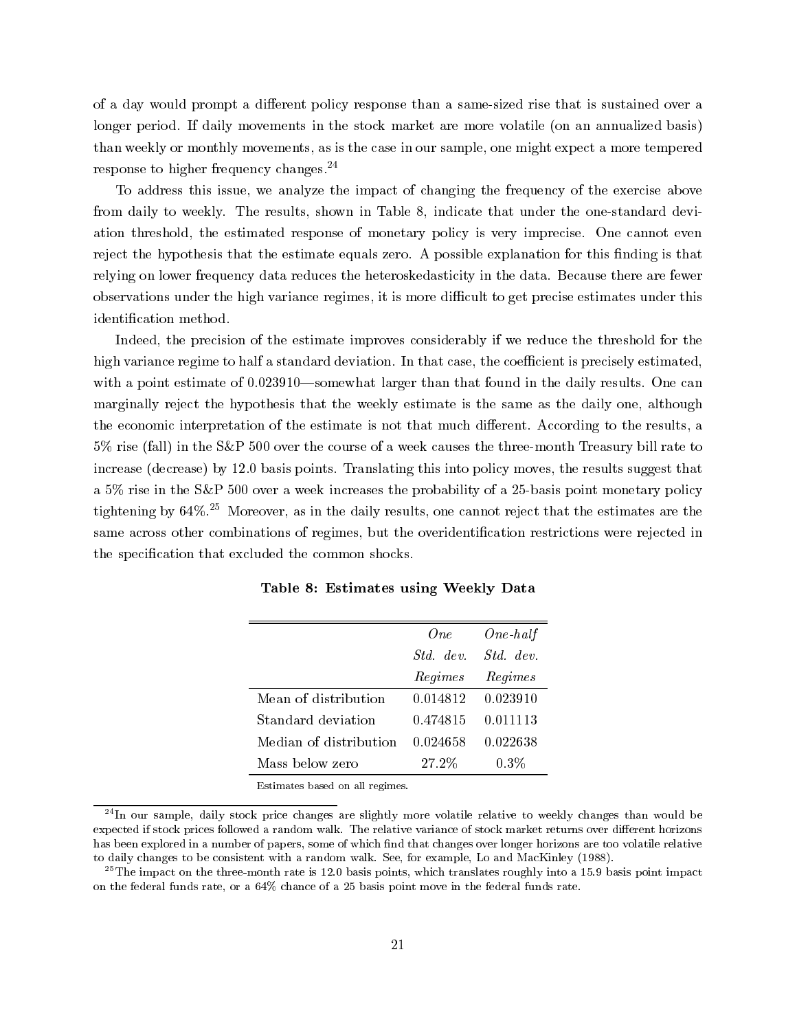of a day would prompt a different policy response than a same-sized rise that is sustained over a longer period. If daily movements in the stock market are more volatile (on an annualized basis) than weekly or monthly movements, as is the case in our sample, one might expect a more tempered response to higher frequency changes.[24]

To address this issue, we analyze the impact of changing the frequency of the exercise above from daily to weekly. The results, shown in Table 8, indicate that under the one-standard deviation threshold, the estimated response of monetary policy is very imprecise. One cannot even reject the hypothesis that the estimate equals zero. A possible explanation for this finding is that relying on lower frequency data reduces the heteroskedasticity in the data. Because there are fewer observations under the high variance regimes, it is more difficult to get precise estimates under this identification method.

Indeed, the precision of the estimate improves considerably if we reduce the threshold for the high variance regime to half a standard deviation. In that case, the coefficient is precisely estimated, with a point estimate of 0.023910—somewhat larger than that found in the daily results. One can marginally reject the hypothesis that the weekly estimate is the same as the daily one, although the economic interpretation of the estimate is not that much different. According to the results, a 5% rise (fall) in the S&P 500 over the course of a week causes the three-month Treasury bill rate to increase (decrease) by 12.0 basis points. Translating this into policy moves, the results suggest that a 5% rise in the S&P 500 over a week increases the probability of a 25-basis point monetary policy tightening by 64%.[25] Moreover, as in the daily results, one cannot reject that the estimates are the same across other combinations of regimes, but the overidentification restrictions were rejected in the specification that excluded the common shocks.

**Table 8: Estimates using Weekly Data**

| | *One Std. dev. Regimes* | *One-half Std. dev. Regimes* |
|---|---|---|
| Mean of distribution | 0.014812 | 0.023910 |
| Standard deviation | 0.474815 | 0.011113 |
| Median of distribution | 0.024658 | 0.022638 |
| Mass below zero | 27.2% | 0.3% |

Estimates based on all regimes.

[24] In our sample, daily stock price changes are slightly more volatile relative to weekly changes than would be expected if stock prices followed a random walk. The relative variance of stock market returns over different horizons has been explored in a number of papers, some of which find that changes over longer horizons are too volatile relative to daily changes to be consistent with a random walk. See, for example, Lo and MacKinley (1988).

[25] The impact on the three-month rate is 12.0 basis points, which translates roughly into a 15.9 basis point impact on the federal funds rate, or a 64% chance of a 25 basis point move in the federal funds rate.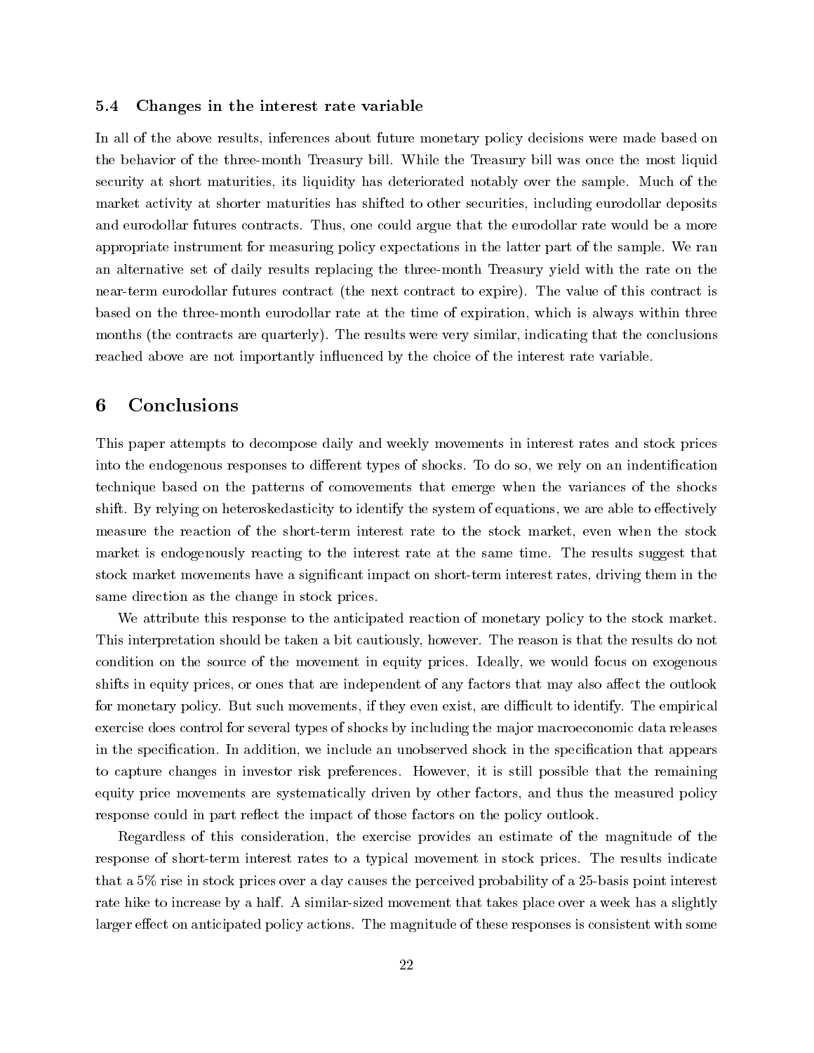### 5.4 Changes in the interest rate variable

In all of the above results, inferences about future monetary policy decisions were made based on the behavior of the three-month Treasury bill. While the Treasury bill was once the most liquid security at short maturities, its liquidity has deteriorated notably over the sample. Much of the market activity at shorter maturities has shifted to other securities, including eurodollar deposits and eurodollar futures contracts. Thus, one could argue that the eurodollar rate would be a more appropriate instrument for measuring policy expectations in the latter part of the sample. We ran an alternative set of daily results replacing the three-month Treasury yield with the rate on the near-term eurodollar futures contract (the next contract to expire). The value of this contract is based on the three-month eurodollar rate at the time of expiration, which is always within three months (the contracts are quarterly). The results were very similar, indicating that the conclusions reached above are not importantly influenced by the choice of the interest rate variable.

## 6 Conclusions

This paper attempts to decompose daily and weekly movements in interest rates and stock prices into the endogenous responses to different types of shocks. To do so, we rely on an indentification technique based on the patterns of comovements that emerge when the variances of the shocks shift. By relying on heteroskedasticity to identify the system of equations, we are able to effectively measure the reaction of the short-term interest rate to the stock market, even when the stock market is endogenously reacting to the interest rate at the same time. The results suggest that stock market movements have a significant impact on short-term interest rates, driving them in the same direction as the change in stock prices.

We attribute this response to the anticipated reaction of monetary policy to the stock market. This interpretation should be taken a bit cautiously, however. The reason is that the results do not condition on the source of the movement in equity prices. Ideally, we would focus on exogenous shifts in equity prices, or ones that are independent of any factors that may also affect the outlook for monetary policy. But such movements, if they even exist, are difficult to identify. The empirical exercise does control for several types of shocks by including the major macroeconomic data releases in the specification. In addition, we include an unobserved shock in the specification that appears to capture changes in investor risk preferences. However, it is still possible that the remaining equity price movements are systematically driven by other factors, and thus the measured policy response could in part reflect the impact of those factors on the policy outlook.

Regardless of this consideration, the exercise provides an estimate of the magnitude of the response of short-term interest rates to a typical movement in stock prices. The results indicate that a 5% rise in stock prices over a day causes the perceived probability of a 25-basis point interest rate hike to increase by a half. A similar-sized movement that takes place over a week has a slightly larger effect on anticipated policy actions. The magnitude of these responses is consistent with some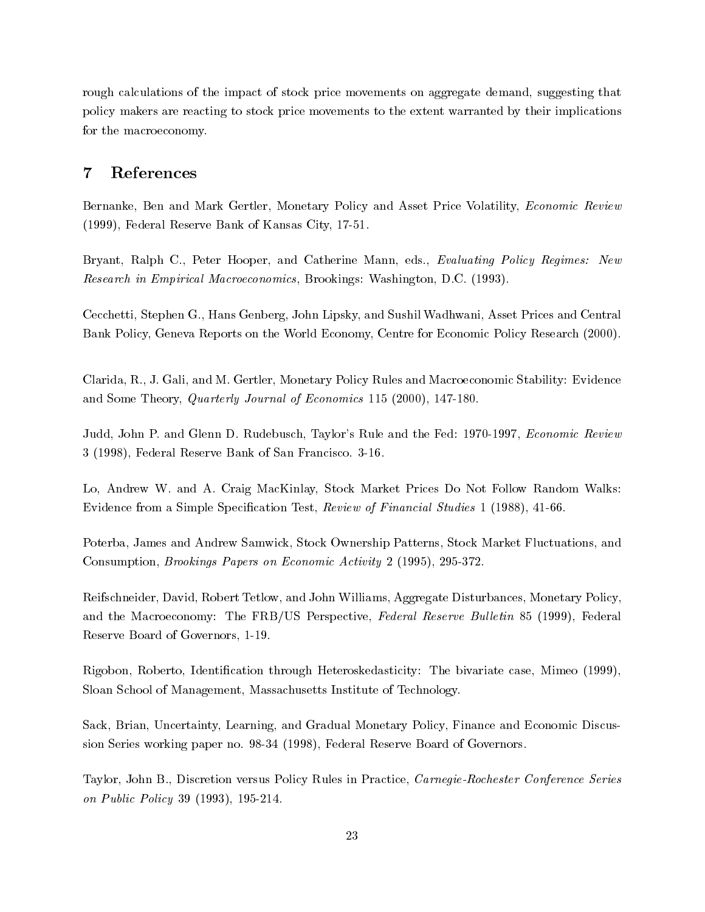rough calculations of the impact of stock price movements on aggregate demand, suggesting that policy makers are reacting to stock price movements to the extent warranted by their implications for the macroeconomy.

# 7 References

Bernanke, Ben and Mark Gertler, Monetary Policy and Asset Price Volatility, *Economic Review* (1999), Federal Reserve Bank of Kansas City, 17-51.

Bryant, Ralph C., Peter Hooper, and Catherine Mann, eds., *Evaluating Policy Regimes: New Research in Empirical Macroeconomics*, Brookings: Washington, D.C. (1993).

Cecchetti, Stephen G., Hans Genberg, John Lipsky, and Sushil Wadhwani, Asset Prices and Central Bank Policy, Geneva Reports on the World Economy, Centre for Economic Policy Research (2000).

Clarida, R., J. Gali, and M. Gertler, Monetary Policy Rules and Macroeconomic Stability: Evidence and Some Theory, *Quarterly Journal of Economics* 115 (2000), 147-180.

Judd, John P. and Glenn D. Rudebusch, Taylor's Rule and the Fed: 1970-1997, *Economic Review* 3 (1998), Federal Reserve Bank of San Francisco. 3-16.

Lo, Andrew W. and A. Craig MacKinlay, Stock Market Prices Do Not Follow Random Walks: Evidence from a Simple Specification Test, *Review of Financial Studies* 1 (1988), 41-66.

Poterba, James and Andrew Samwick, Stock Ownership Patterns, Stock Market Fluctuations, and Consumption, *Brookings Papers on Economic Activity* 2 (1995), 295-372.

Reifschneider, David, Robert Tetlow, and John Williams, Aggregate Disturbances, Monetary Policy, and the Macroeconomy: The FRB/US Perspective, *Federal Reserve Bulletin* 85 (1999), Federal Reserve Board of Governors, 1-19.

Rigobon, Roberto, Identification through Heteroskedasticity: The bivariate case, Mimeo (1999), Sloan School of Management, Massachusetts Institute of Technology.

Sack, Brian, Uncertainty, Learning, and Gradual Monetary Policy, Finance and Economic Discussion Series working paper no. 98-34 (1998), Federal Reserve Board of Governors.

Taylor, John B., Discretion versus Policy Rules in Practice, *Carnegie-Rochester Conference Series on Public Policy* 39 (1993), 195-214.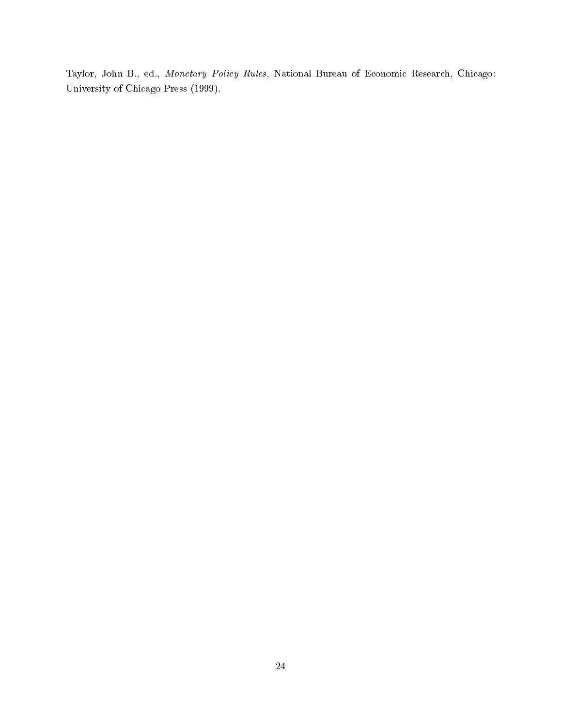Taylor, John B., ed., *Monetary Policy Rules*, National Bureau of Economic Research, Chicago: University of Chicago Press (1999).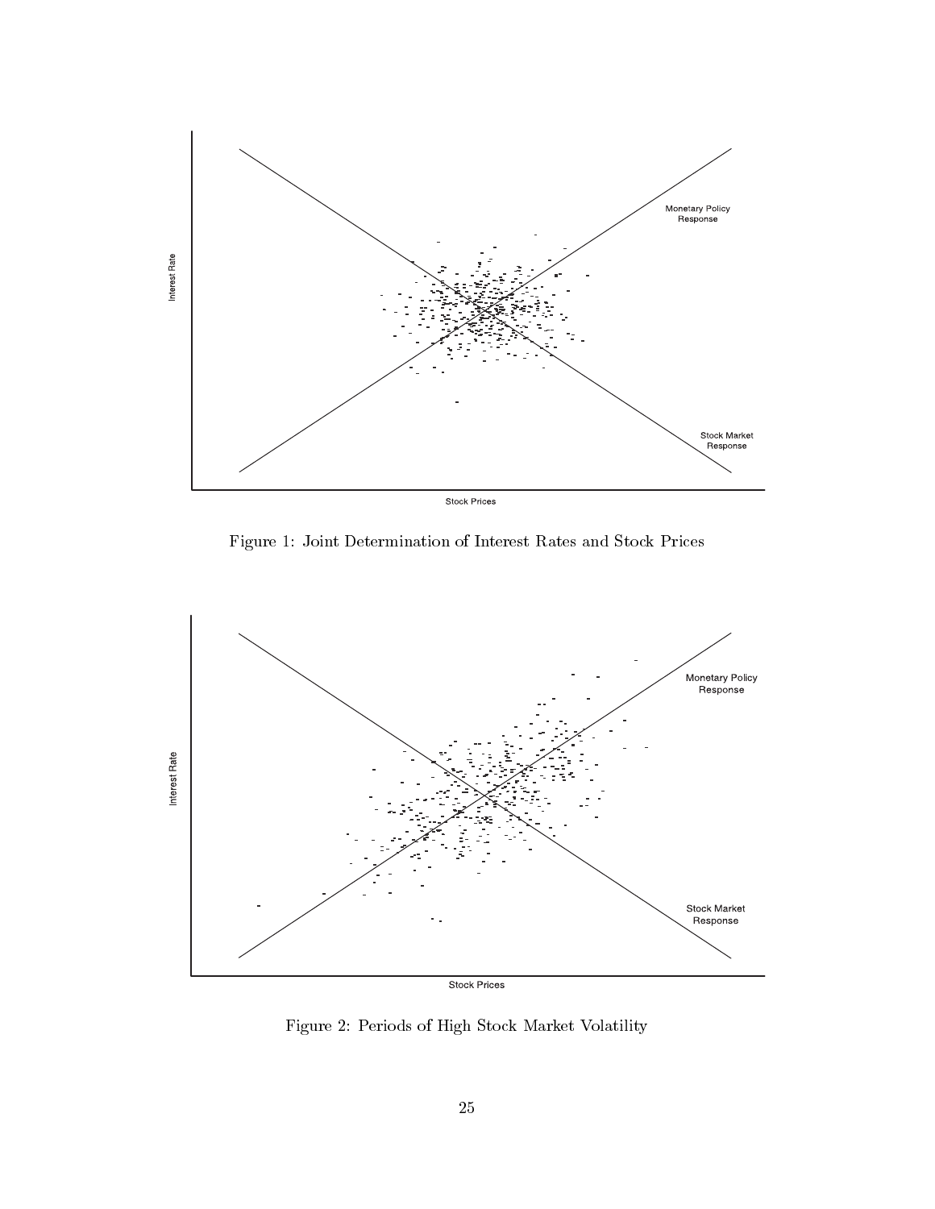Figure 1: Joint Determination of Interest Rates and Stock Prices

Figure 2: Periods of High Stock Market Volatility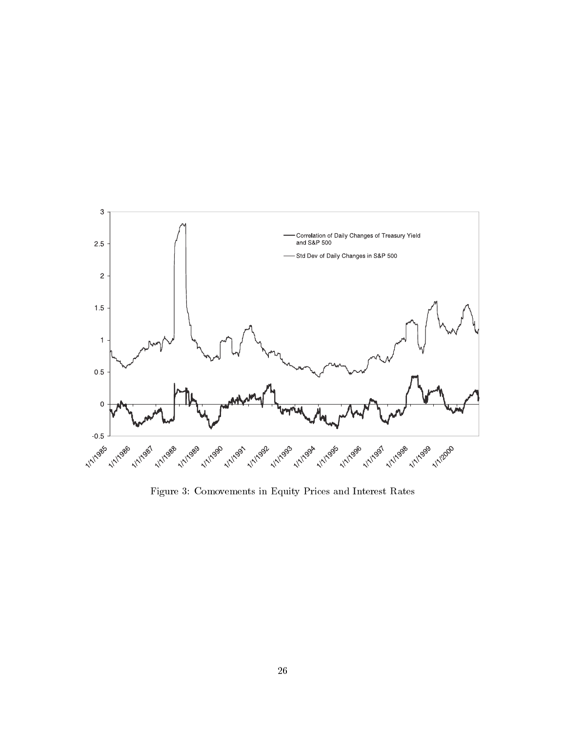Figure 3: Comovements in Equity Prices and Interest Rates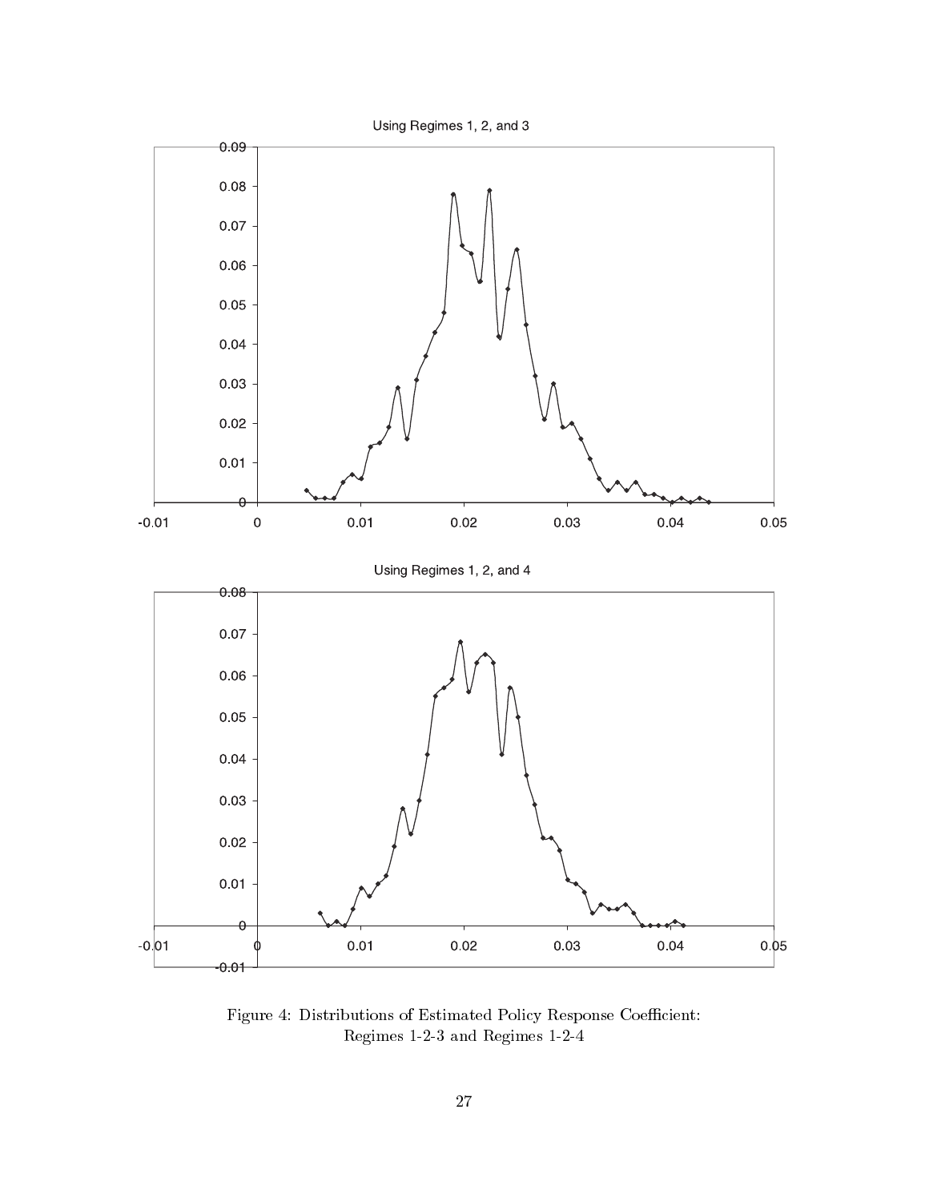Figure 4: Distributions of Estimated Policy Response Coefficient: Regimes 1-2-3 and Regimes 1-2-4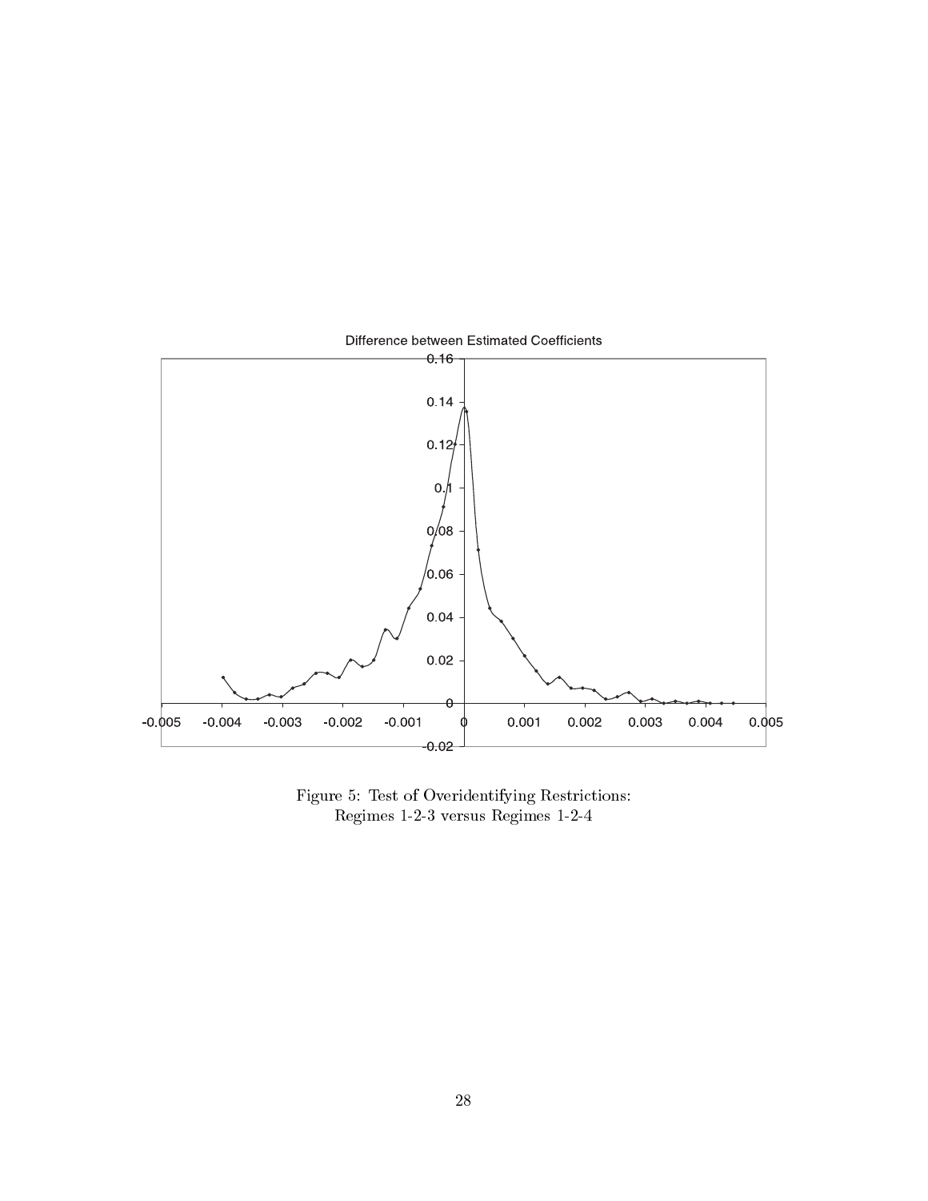Difference between Estimated Coefficients

Figure 5: Test of Overidentifying Restrictions:
Regimes 1-2-3 versus Regimes 1-2-4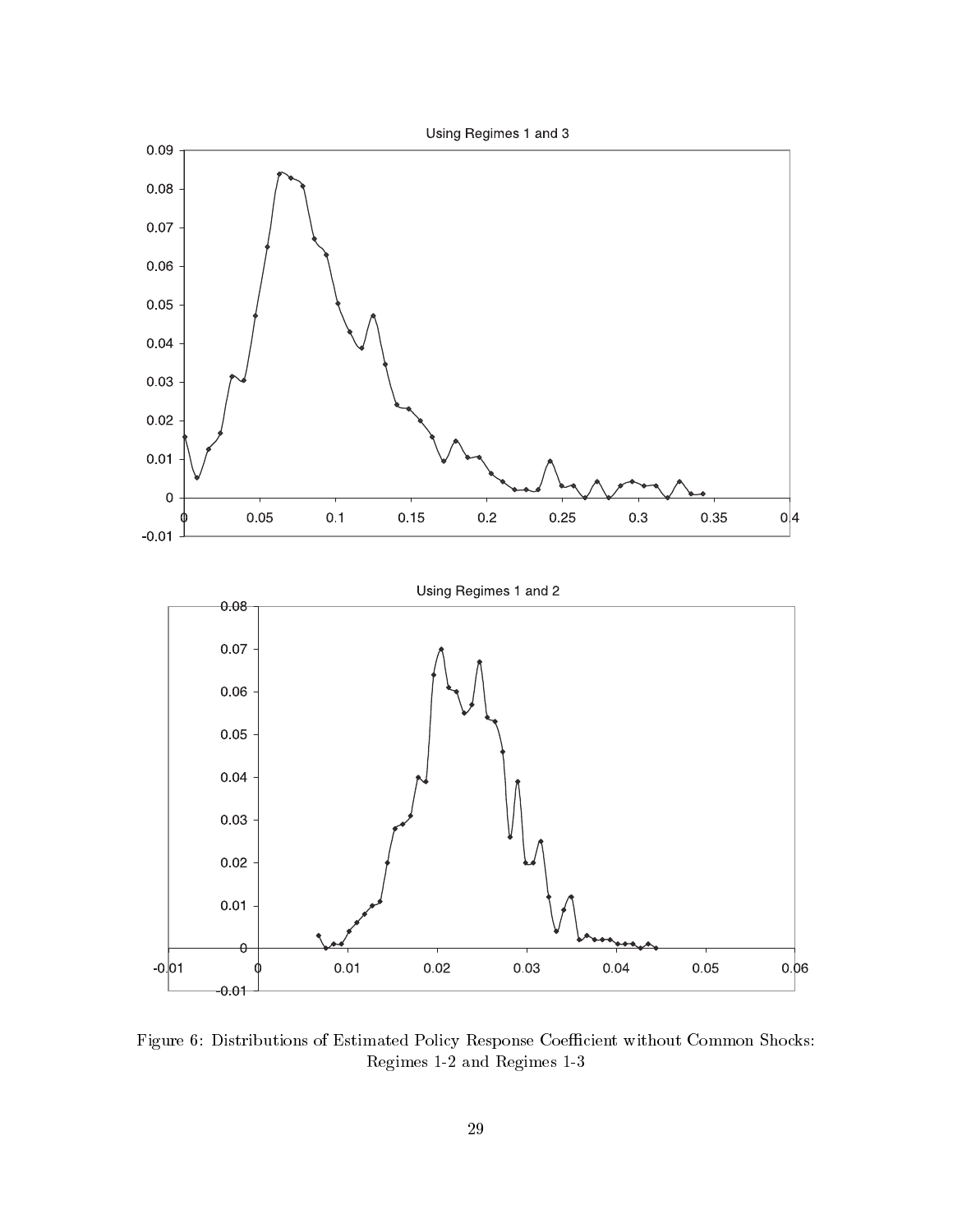Figure 6: Distributions of Estimated Policy Response Coefficient without Common Shocks: Regimes 1-2 and Regimes 1-3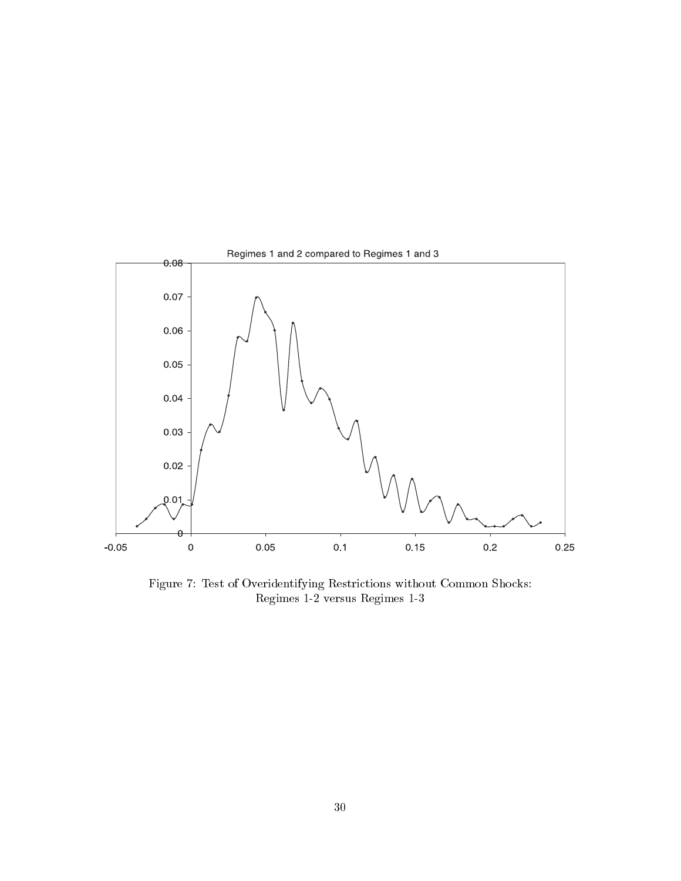Regimes 1 and 2 compared to Regimes 1 and 3

0.08

0.07

0.06

0.05

0.04

0.03

0.02

0.01

0

-0.05

0

0.05

0.1

0.15

0.2

0.25

Figure 7: Test of Overidentifying Restrictions without Common Shocks: Regimes 1-2 versus Regimes 1-3